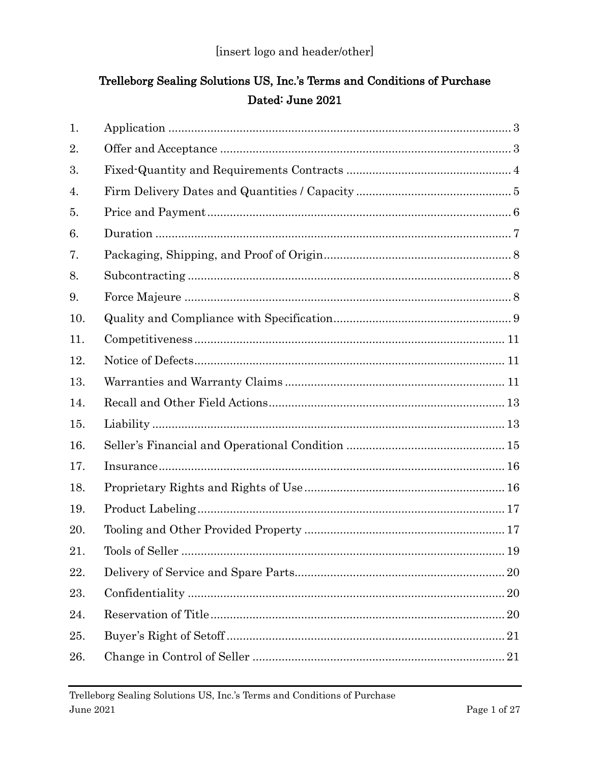[insert logo and header/other]

# Trelleborg Sealing Solutions US, Inc.'s Terms and Conditions of Purchase

## Dated: June 2021

| | | |
|---|---|---|
| 1. | Application | 3 |
| 2. | Offer and Acceptance | 3 |
| 3. | Fixed-Quantity and Requirements Contracts | 4 |
| 4. | Firm Delivery Dates and Quantities / Capacity | 5 |
| 5. | Price and Payment | 6 |
| 6. | Duration | 7 |
| 7. | Packaging, Shipping, and Proof of Origin | 8 |
| 8. | Subcontracting | 8 |
| 9. | Force Majeure | 8 |
| 10. | Quality and Compliance with Specification | 9 |
| 11. | Competitiveness | 11 |
| 12. | Notice of Defects | 11 |
| 13. | Warranties and Warranty Claims | 11 |
| 14. | Recall and Other Field Actions | 13 |
| 15. | Liability | 13 |
| 16. | Seller's Financial and Operational Condition | 15 |
| 17. | Insurance | 16 |
| 18. | Proprietary Rights and Rights of Use | 16 |
| 19. | Product Labeling | 17 |
| 20. | Tooling and Other Provided Property | 17 |
| 21. | Tools of Seller | 19 |
| 22. | Delivery of Service and Spare Parts | 20 |
| 23. | Confidentiality | 20 |
| 24. | Reservation of Title | 20 |
| 25. | Buyer's Right of Setoff | 21 |
| 26. | Change in Control of Seller | 21 |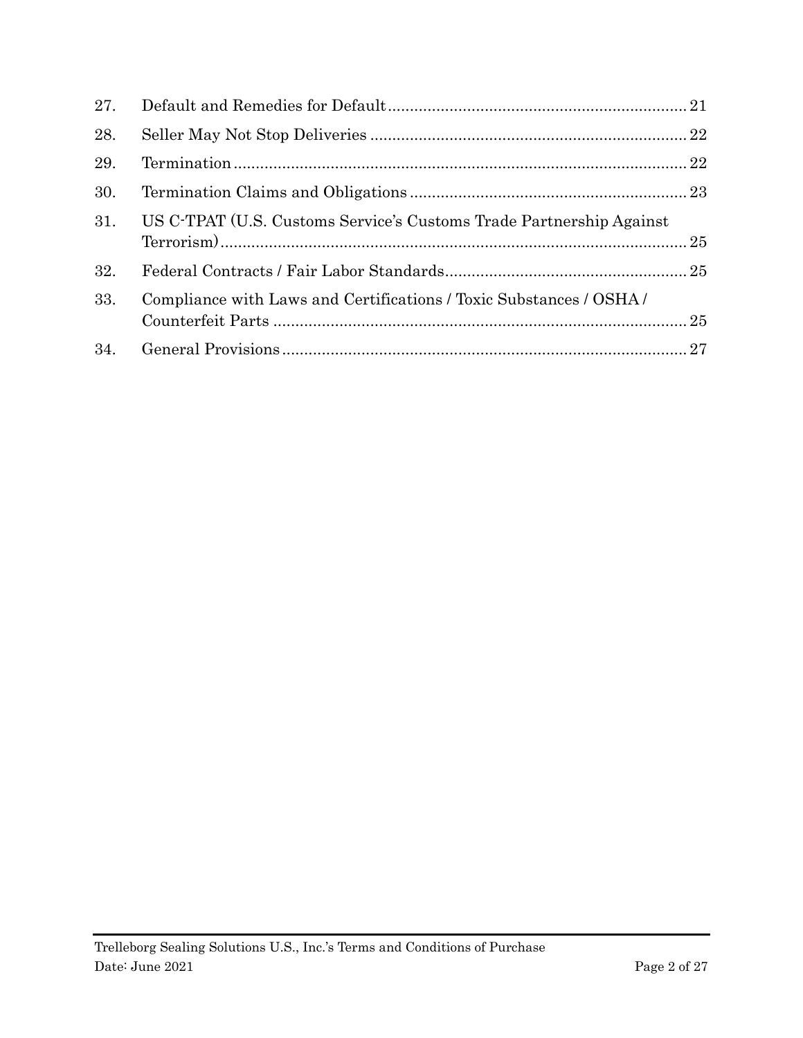| | | |
|---|---|---|
| 27. | Default and Remedies for Default | 21 |
| 28. | Seller May Not Stop Deliveries | 22 |
| 29. | Termination | 22 |
| 30. | Termination Claims and Obligations | 23 |
| 31. | US C-TPAT (U.S. Customs Service's Customs Trade Partnership Against Terrorism) | 25 |
| 32. | Federal Contracts / Fair Labor Standards | 25 |
| 33. | Compliance with Laws and Certifications / Toxic Substances / OSHA / Counterfeit Parts | 25 |
| 34. | General Provisions | 27 |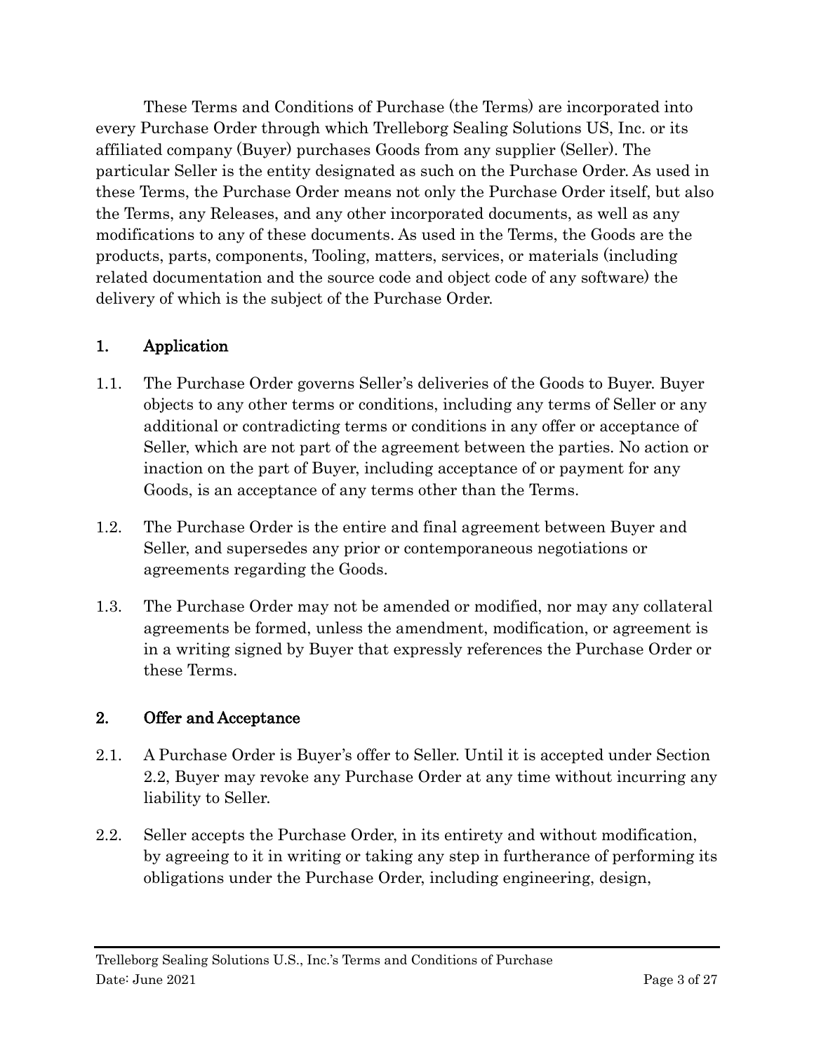These Terms and Conditions of Purchase (the Terms) are incorporated into every Purchase Order through which Trelleborg Sealing Solutions US, Inc. or its affiliated company (Buyer) purchases Goods from any supplier (Seller). The particular Seller is the entity designated as such on the Purchase Order. As used in these Terms, the Purchase Order means not only the Purchase Order itself, but also the Terms, any Releases, and any other incorporated documents, as well as any modifications to any of these documents. As used in the Terms, the Goods are the products, parts, components, Tooling, matters, services, or materials (including related documentation and the source code and object code of any software) the delivery of which is the subject of the Purchase Order.

## 1. Application

1.1. The Purchase Order governs Seller's deliveries of the Goods to Buyer. Buyer objects to any other terms or conditions, including any terms of Seller or any additional or contradicting terms or conditions in any offer or acceptance of Seller, which are not part of the agreement between the parties. No action or inaction on the part of Buyer, including acceptance of or payment for any Goods, is an acceptance of any terms other than the Terms.

1.2. The Purchase Order is the entire and final agreement between Buyer and Seller, and supersedes any prior or contemporaneous negotiations or agreements regarding the Goods.

1.3. The Purchase Order may not be amended or modified, nor may any collateral agreements be formed, unless the amendment, modification, or agreement is in a writing signed by Buyer that expressly references the Purchase Order or these Terms.

## 2. Offer and Acceptance

2.1. A Purchase Order is Buyer's offer to Seller. Until it is accepted under Section 2.2, Buyer may revoke any Purchase Order at any time without incurring any liability to Seller.

2.2. Seller accepts the Purchase Order, in its entirety and without modification, by agreeing to it in writing or taking any step in furtherance of performing its obligations under the Purchase Order, including engineering, design,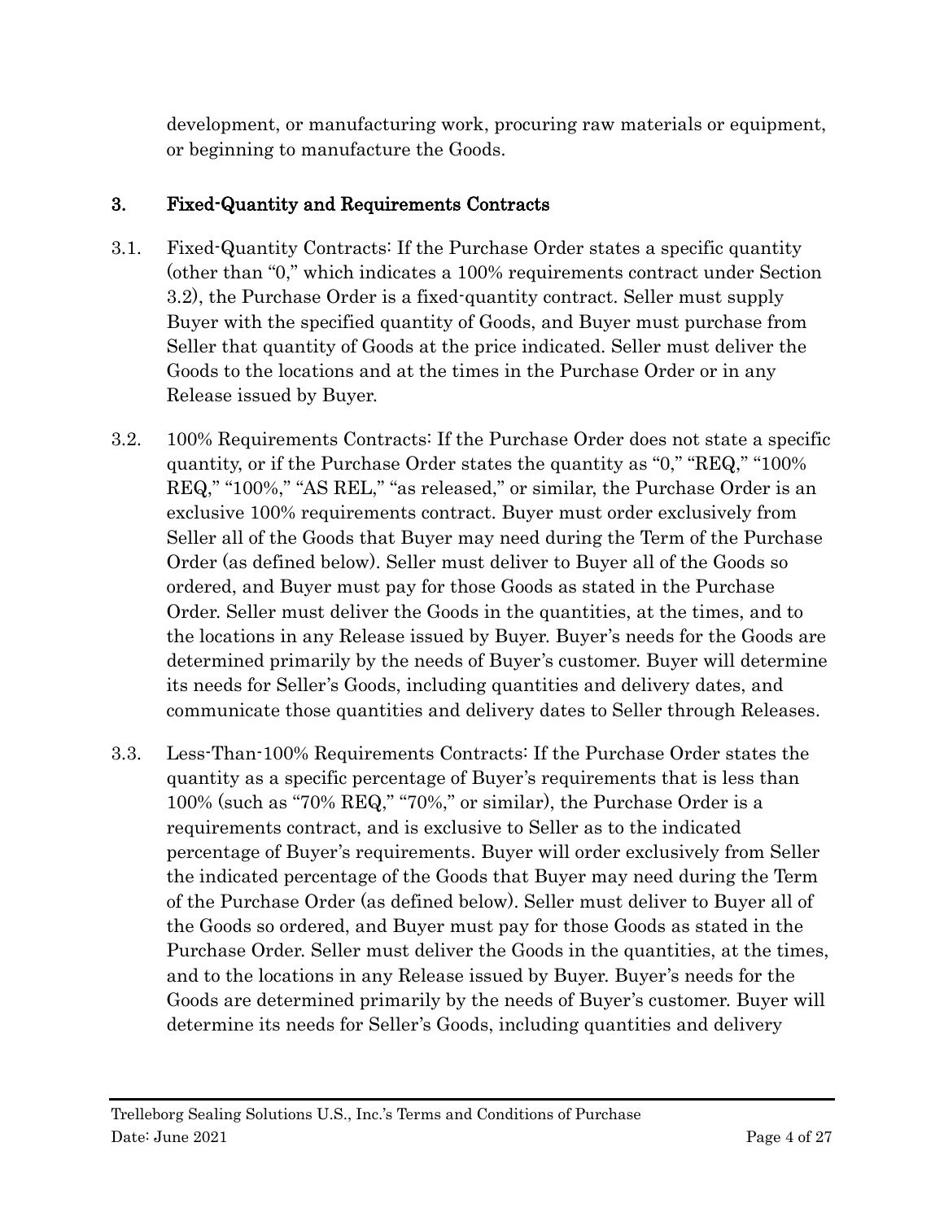development, or manufacturing work, procuring raw materials or equipment, or beginning to manufacture the Goods.

## 3. Fixed-Quantity and Requirements Contracts

3.1. Fixed-Quantity Contracts: If the Purchase Order states a specific quantity (other than "0," which indicates a 100% requirements contract under Section 3.2), the Purchase Order is a fixed-quantity contract. Seller must supply Buyer with the specified quantity of Goods, and Buyer must purchase from Seller that quantity of Goods at the price indicated. Seller must deliver the Goods to the locations and at the times in the Purchase Order or in any Release issued by Buyer.

3.2. 100% Requirements Contracts: If the Purchase Order does not state a specific quantity, or if the Purchase Order states the quantity as "0," "REQ," "100% REQ," "100%," "AS REL," "as released," or similar, the Purchase Order is an exclusive 100% requirements contract. Buyer must order exclusively from Seller all of the Goods that Buyer may need during the Term of the Purchase Order (as defined below). Seller must deliver to Buyer all of the Goods so ordered, and Buyer must pay for those Goods as stated in the Purchase Order. Seller must deliver the Goods in the quantities, at the times, and to the locations in any Release issued by Buyer. Buyer's needs for the Goods are determined primarily by the needs of Buyer's customer. Buyer will determine its needs for Seller's Goods, including quantities and delivery dates, and communicate those quantities and delivery dates to Seller through Releases.

3.3. Less-Than-100% Requirements Contracts: If the Purchase Order states the quantity as a specific percentage of Buyer's requirements that is less than 100% (such as "70% REQ," "70%," or similar), the Purchase Order is a requirements contract, and is exclusive to Seller as to the indicated percentage of Buyer's requirements. Buyer will order exclusively from Seller the indicated percentage of the Goods that Buyer may need during the Term of the Purchase Order (as defined below). Seller must deliver to Buyer all of the Goods so ordered, and Buyer must pay for those Goods as stated in the Purchase Order. Seller must deliver the Goods in the quantities, at the times, and to the locations in any Release issued by Buyer. Buyer's needs for the Goods are determined primarily by the needs of Buyer's customer. Buyer will determine its needs for Seller's Goods, including quantities and delivery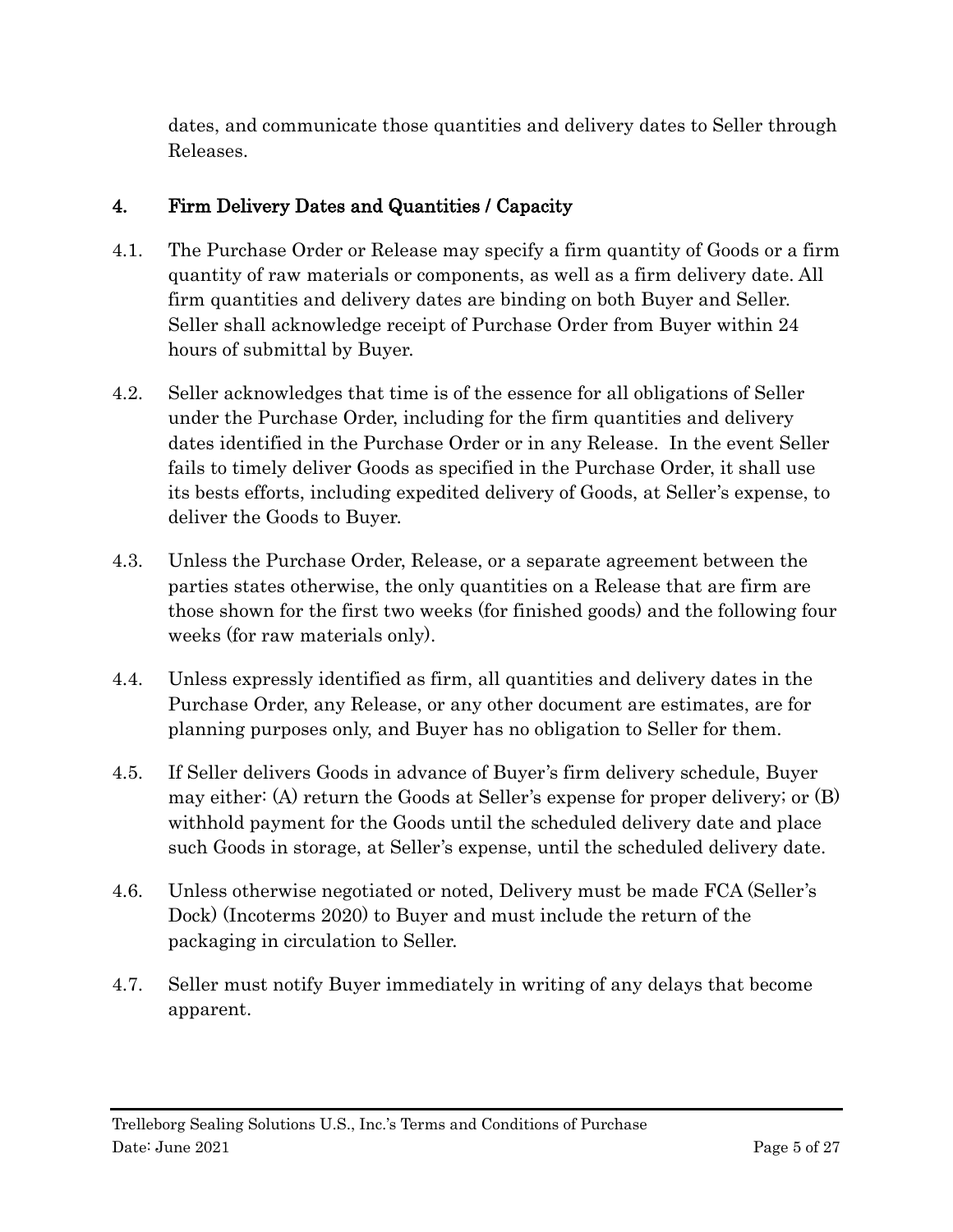dates, and communicate those quantities and delivery dates to Seller through Releases.

## 4. Firm Delivery Dates and Quantities / Capacity

4.1. The Purchase Order or Release may specify a firm quantity of Goods or a firm quantity of raw materials or components, as well as a firm delivery date. All firm quantities and delivery dates are binding on both Buyer and Seller. Seller shall acknowledge receipt of Purchase Order from Buyer within 24 hours of submittal by Buyer.

4.2. Seller acknowledges that time is of the essence for all obligations of Seller under the Purchase Order, including for the firm quantities and delivery dates identified in the Purchase Order or in any Release. In the event Seller fails to timely deliver Goods as specified in the Purchase Order, it shall use its bests efforts, including expedited delivery of Goods, at Seller's expense, to deliver the Goods to Buyer.

4.3. Unless the Purchase Order, Release, or a separate agreement between the parties states otherwise, the only quantities on a Release that are firm are those shown for the first two weeks (for finished goods) and the following four weeks (for raw materials only).

4.4. Unless expressly identified as firm, all quantities and delivery dates in the Purchase Order, any Release, or any other document are estimates, are for planning purposes only, and Buyer has no obligation to Seller for them.

4.5. If Seller delivers Goods in advance of Buyer's firm delivery schedule, Buyer may either: (A) return the Goods at Seller's expense for proper delivery; or (B) withhold payment for the Goods until the scheduled delivery date and place such Goods in storage, at Seller's expense, until the scheduled delivery date.

4.6. Unless otherwise negotiated or noted, Delivery must be made FCA (Seller's Dock) (Incoterms 2020) to Buyer and must include the return of the packaging in circulation to Seller.

4.7. Seller must notify Buyer immediately in writing of any delays that become apparent.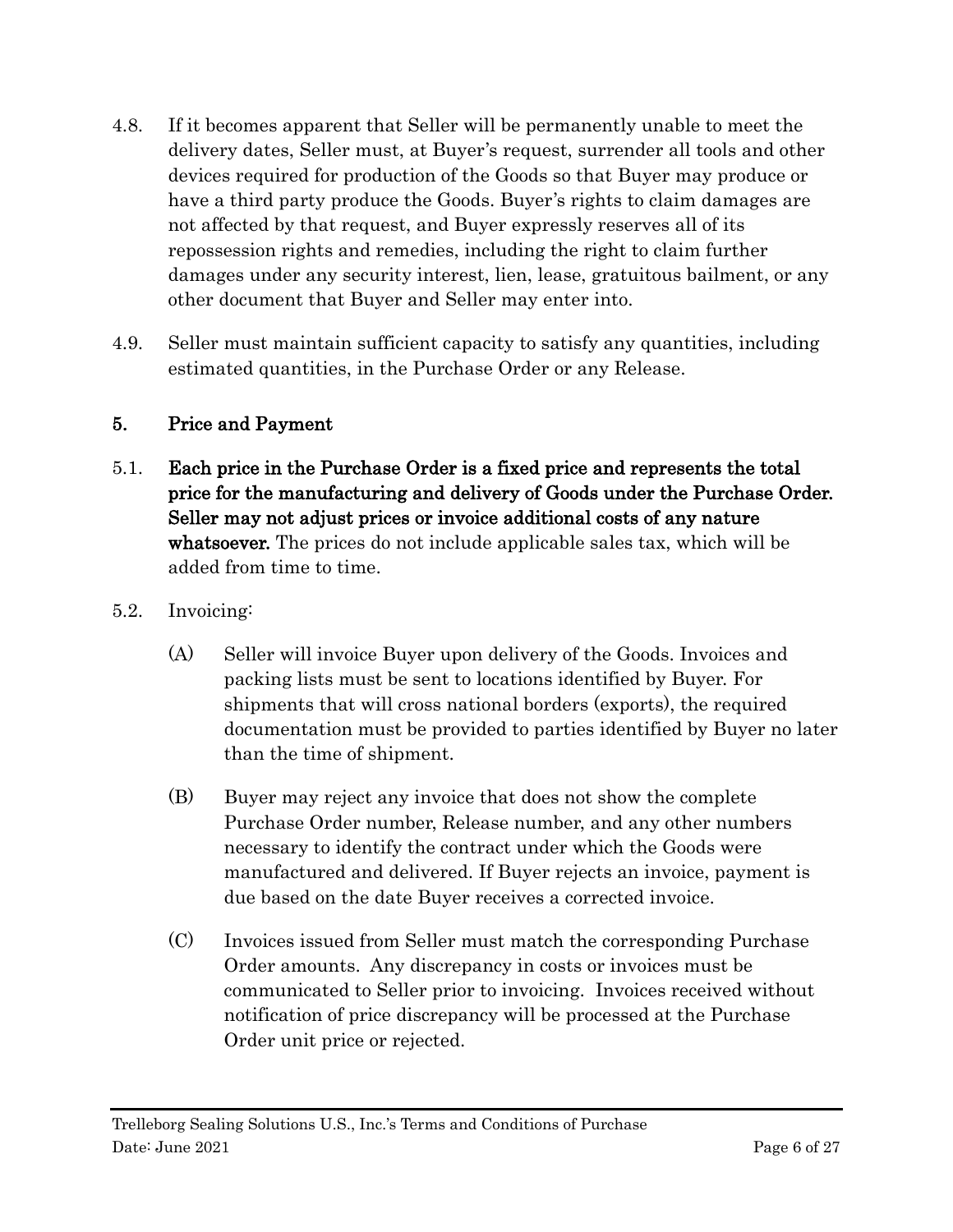4.8. If it becomes apparent that Seller will be permanently unable to meet the delivery dates, Seller must, at Buyer's request, surrender all tools and other devices required for production of the Goods so that Buyer may produce or have a third party produce the Goods. Buyer's rights to claim damages are not affected by that request, and Buyer expressly reserves all of its repossession rights and remedies, including the right to claim further damages under any security interest, lien, lease, gratuitous bailment, or any other document that Buyer and Seller may enter into.

4.9. Seller must maintain sufficient capacity to satisfy any quantities, including estimated quantities, in the Purchase Order or any Release.

## 5. Price and Payment

5.1. **Each price in the Purchase Order is a fixed price and represents the total price for the manufacturing and delivery of Goods under the Purchase Order. Seller may not adjust prices or invoice additional costs of any nature whatsoever.** The prices do not include applicable sales tax, which will be added from time to time.

5.2. Invoicing:

(A) Seller will invoice Buyer upon delivery of the Goods. Invoices and packing lists must be sent to locations identified by Buyer. For shipments that will cross national borders (exports), the required documentation must be provided to parties identified by Buyer no later than the time of shipment.

(B) Buyer may reject any invoice that does not show the complete Purchase Order number, Release number, and any other numbers necessary to identify the contract under which the Goods were manufactured and delivered. If Buyer rejects an invoice, payment is due based on the date Buyer receives a corrected invoice.

(C) Invoices issued from Seller must match the corresponding Purchase Order amounts. Any discrepancy in costs or invoices must be communicated to Seller prior to invoicing. Invoices received without notification of price discrepancy will be processed at the Purchase Order unit price or rejected.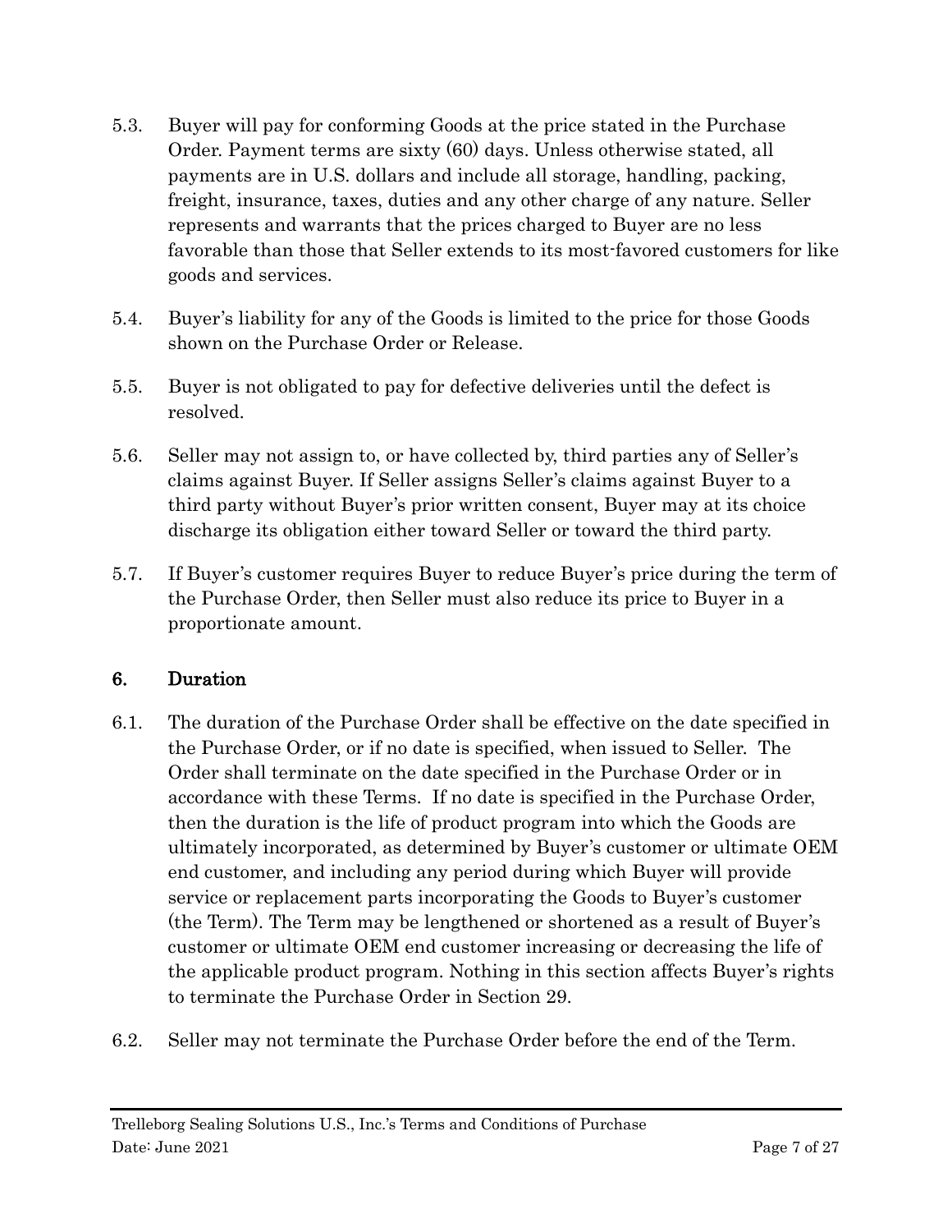5.3. Buyer will pay for conforming Goods at the price stated in the Purchase Order. Payment terms are sixty (60) days. Unless otherwise stated, all payments are in U.S. dollars and include all storage, handling, packing, freight, insurance, taxes, duties and any other charge of any nature. Seller represents and warrants that the prices charged to Buyer are no less favorable than those that Seller extends to its most-favored customers for like goods and services.

5.4. Buyer's liability for any of the Goods is limited to the price for those Goods shown on the Purchase Order or Release.

5.5. Buyer is not obligated to pay for defective deliveries until the defect is resolved.

5.6. Seller may not assign to, or have collected by, third parties any of Seller's claims against Buyer. If Seller assigns Seller's claims against Buyer to a third party without Buyer's prior written consent, Buyer may at its choice discharge its obligation either toward Seller or toward the third party.

5.7. If Buyer's customer requires Buyer to reduce Buyer's price during the term of the Purchase Order, then Seller must also reduce its price to Buyer in a proportionate amount.

## 6. Duration

6.1. The duration of the Purchase Order shall be effective on the date specified in the Purchase Order, or if no date is specified, when issued to Seller. The Order shall terminate on the date specified in the Purchase Order or in accordance with these Terms. If no date is specified in the Purchase Order, then the duration is the life of product program into which the Goods are ultimately incorporated, as determined by Buyer's customer or ultimate OEM end customer, and including any period during which Buyer will provide service or replacement parts incorporating the Goods to Buyer's customer (the Term). The Term may be lengthened or shortened as a result of Buyer's customer or ultimate OEM end customer increasing or decreasing the life of the applicable product program. Nothing in this section affects Buyer's rights to terminate the Purchase Order in Section 29.

6.2. Seller may not terminate the Purchase Order before the end of the Term.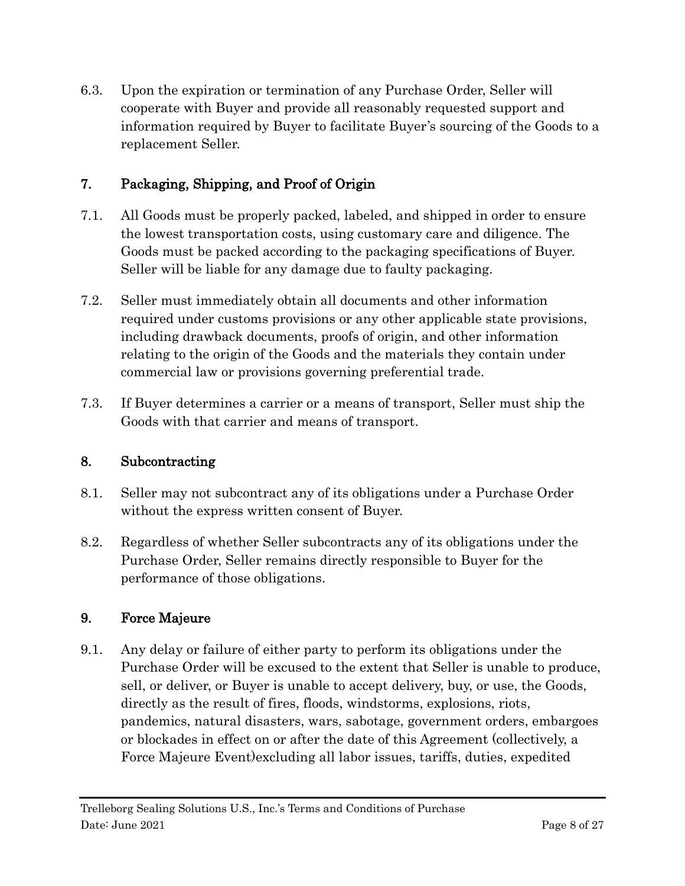6.3. Upon the expiration or termination of any Purchase Order, Seller will cooperate with Buyer and provide all reasonably requested support and information required by Buyer to facilitate Buyer's sourcing of the Goods to a replacement Seller.

## 7. Packaging, Shipping, and Proof of Origin

7.1. All Goods must be properly packed, labeled, and shipped in order to ensure the lowest transportation costs, using customary care and diligence. The Goods must be packed according to the packaging specifications of Buyer. Seller will be liable for any damage due to faulty packaging.

7.2. Seller must immediately obtain all documents and other information required under customs provisions or any other applicable state provisions, including drawback documents, proofs of origin, and other information relating to the origin of the Goods and the materials they contain under commercial law or provisions governing preferential trade.

7.3. If Buyer determines a carrier or a means of transport, Seller must ship the Goods with that carrier and means of transport.

## 8. Subcontracting

8.1. Seller may not subcontract any of its obligations under a Purchase Order without the express written consent of Buyer.

8.2. Regardless of whether Seller subcontracts any of its obligations under the Purchase Order, Seller remains directly responsible to Buyer for the performance of those obligations.

## 9. Force Majeure

9.1. Any delay or failure of either party to perform its obligations under the Purchase Order will be excused to the extent that Seller is unable to produce, sell, or deliver, or Buyer is unable to accept delivery, buy, or use, the Goods, directly as the result of fires, floods, windstorms, explosions, riots, pandemics, natural disasters, wars, sabotage, government orders, embargoes or blockades in effect on or after the date of this Agreement (collectively, a Force Majeure Event)excluding all labor issues, tariffs, duties, expedited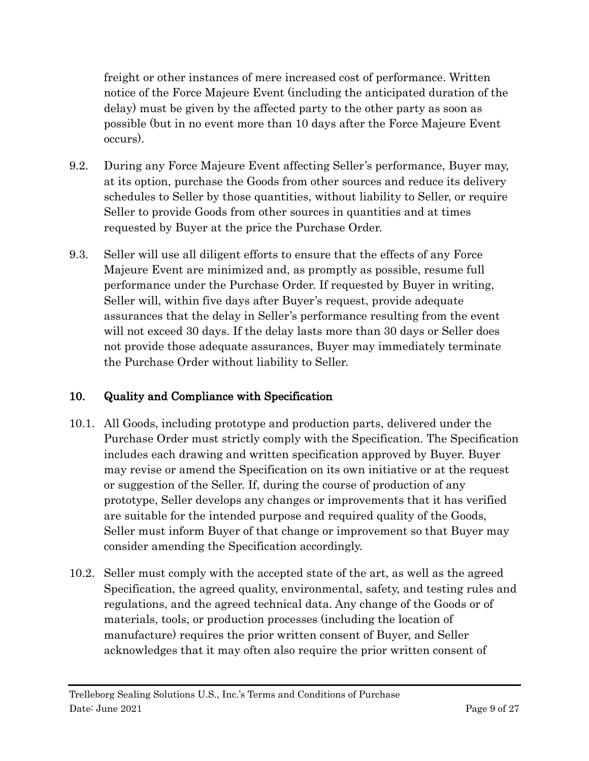freight or other instances of mere increased cost of performance. Written notice of the Force Majeure Event (including the anticipated duration of the delay) must be given by the affected party to the other party as soon as possible (but in no event more than 10 days after the Force Majeure Event occurs).

9.2. During any Force Majeure Event affecting Seller's performance, Buyer may, at its option, purchase the Goods from other sources and reduce its delivery schedules to Seller by those quantities, without liability to Seller, or require Seller to provide Goods from other sources in quantities and at times requested by Buyer at the price the Purchase Order.

9.3. Seller will use all diligent efforts to ensure that the effects of any Force Majeure Event are minimized and, as promptly as possible, resume full performance under the Purchase Order. If requested by Buyer in writing, Seller will, within five days after Buyer's request, provide adequate assurances that the delay in Seller's performance resulting from the event will not exceed 30 days. If the delay lasts more than 30 days or Seller does not provide those adequate assurances, Buyer may immediately terminate the Purchase Order without liability to Seller.

## 10. Quality and Compliance with Specification

10.1. All Goods, including prototype and production parts, delivered under the Purchase Order must strictly comply with the Specification. The Specification includes each drawing and written specification approved by Buyer. Buyer may revise or amend the Specification on its own initiative or at the request or suggestion of the Seller. If, during the course of production of any prototype, Seller develops any changes or improvements that it has verified are suitable for the intended purpose and required quality of the Goods, Seller must inform Buyer of that change or improvement so that Buyer may consider amending the Specification accordingly.

10.2. Seller must comply with the accepted state of the art, as well as the agreed Specification, the agreed quality, environmental, safety, and testing rules and regulations, and the agreed technical data. Any change of the Goods or of materials, tools, or production processes (including the location of manufacture) requires the prior written consent of Buyer, and Seller acknowledges that it may often also require the prior written consent of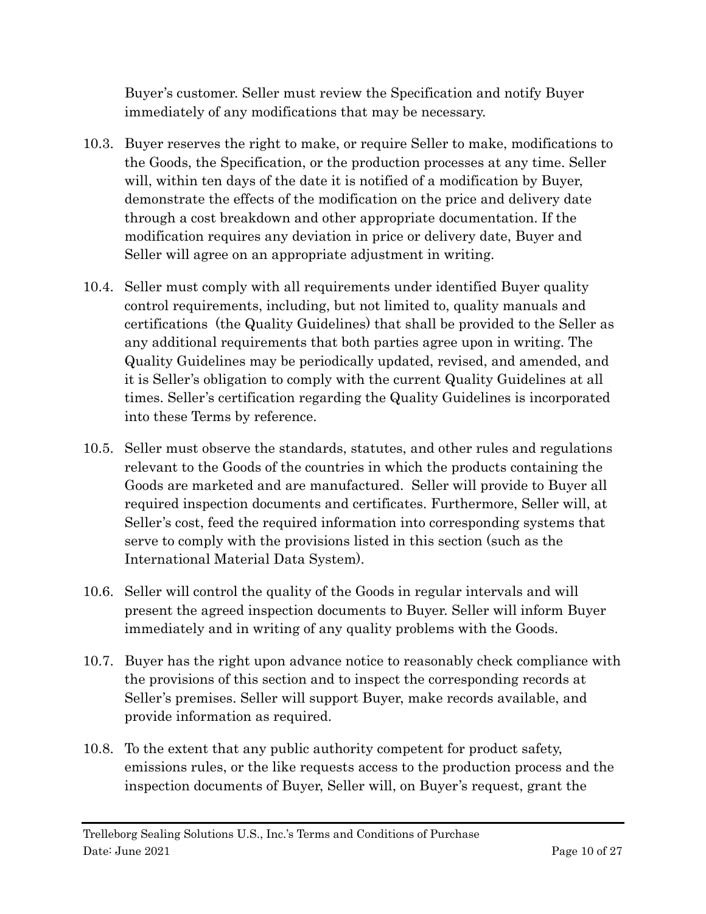Buyer's customer. Seller must review the Specification and notify Buyer immediately of any modifications that may be necessary.

10.3. Buyer reserves the right to make, or require Seller to make, modifications to the Goods, the Specification, or the production processes at any time. Seller will, within ten days of the date it is notified of a modification by Buyer, demonstrate the effects of the modification on the price and delivery date through a cost breakdown and other appropriate documentation. If the modification requires any deviation in price or delivery date, Buyer and Seller will agree on an appropriate adjustment in writing.

10.4. Seller must comply with all requirements under identified Buyer quality control requirements, including, but not limited to, quality manuals and certifications (the Quality Guidelines) that shall be provided to the Seller as any additional requirements that both parties agree upon in writing. The Quality Guidelines may be periodically updated, revised, and amended, and it is Seller's obligation to comply with the current Quality Guidelines at all times. Seller's certification regarding the Quality Guidelines is incorporated into these Terms by reference.

10.5. Seller must observe the standards, statutes, and other rules and regulations relevant to the Goods of the countries in which the products containing the Goods are marketed and are manufactured. Seller will provide to Buyer all required inspection documents and certificates. Furthermore, Seller will, at Seller's cost, feed the required information into corresponding systems that serve to comply with the provisions listed in this section (such as the International Material Data System).

10.6. Seller will control the quality of the Goods in regular intervals and will present the agreed inspection documents to Buyer. Seller will inform Buyer immediately and in writing of any quality problems with the Goods.

10.7. Buyer has the right upon advance notice to reasonably check compliance with the provisions of this section and to inspect the corresponding records at Seller's premises. Seller will support Buyer, make records available, and provide information as required.

10.8. To the extent that any public authority competent for product safety, emissions rules, or the like requests access to the production process and the inspection documents of Buyer, Seller will, on Buyer's request, grant the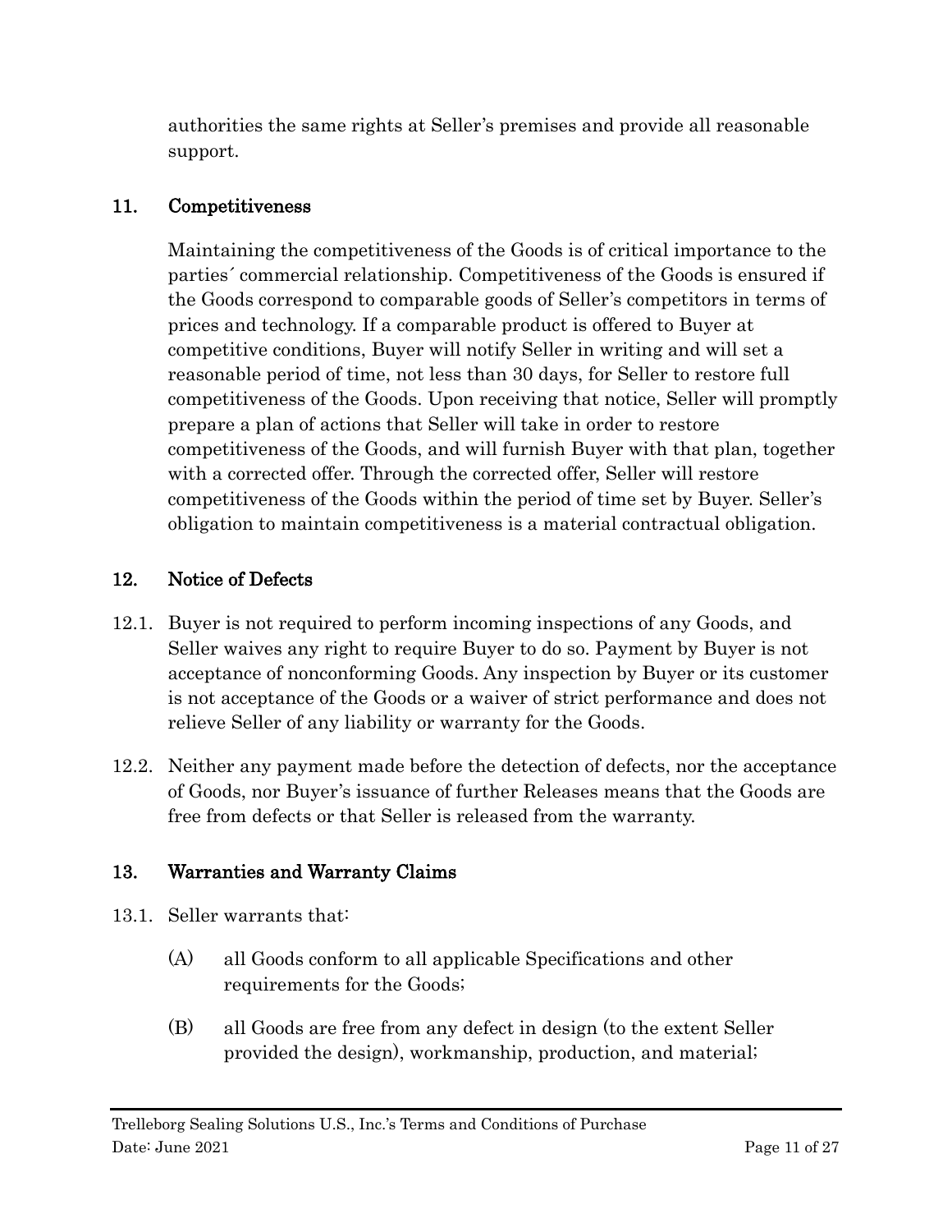authorities the same rights at Seller's premises and provide all reasonable support.

## 11. Competitiveness

Maintaining the competitiveness of the Goods is of critical importance to the parties´ commercial relationship. Competitiveness of the Goods is ensured if the Goods correspond to comparable goods of Seller's competitors in terms of prices and technology. If a comparable product is offered to Buyer at competitive conditions, Buyer will notify Seller in writing and will set a reasonable period of time, not less than 30 days, for Seller to restore full competitiveness of the Goods. Upon receiving that notice, Seller will promptly prepare a plan of actions that Seller will take in order to restore competitiveness of the Goods, and will furnish Buyer with that plan, together with a corrected offer. Through the corrected offer, Seller will restore competitiveness of the Goods within the period of time set by Buyer. Seller's obligation to maintain competitiveness is a material contractual obligation.

## 12. Notice of Defects

12.1. Buyer is not required to perform incoming inspections of any Goods, and Seller waives any right to require Buyer to do so. Payment by Buyer is not acceptance of nonconforming Goods. Any inspection by Buyer or its customer is not acceptance of the Goods or a waiver of strict performance and does not relieve Seller of any liability or warranty for the Goods.

12.2. Neither any payment made before the detection of defects, nor the acceptance of Goods, nor Buyer's issuance of further Releases means that the Goods are free from defects or that Seller is released from the warranty.

## 13. Warranties and Warranty Claims

13.1. Seller warrants that:

(A) all Goods conform to all applicable Specifications and other requirements for the Goods;

(B) all Goods are free from any defect in design (to the extent Seller provided the design), workmanship, production, and material;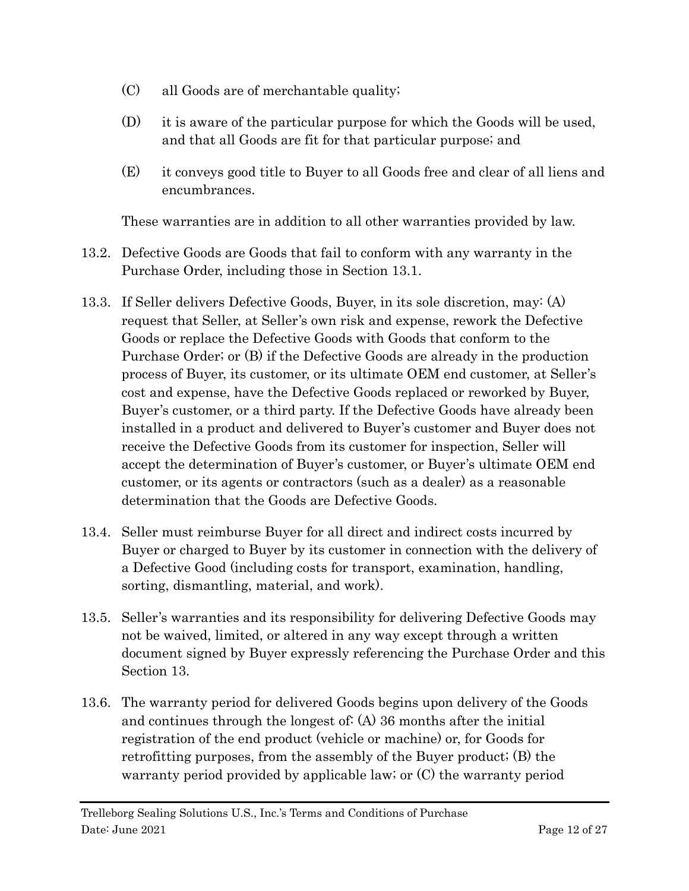(C) all Goods are of merchantable quality;

(D) it is aware of the particular purpose for which the Goods will be used, and that all Goods are fit for that particular purpose; and

(E) it conveys good title to Buyer to all Goods free and clear of all liens and encumbrances.

These warranties are in addition to all other warranties provided by law.

13.2. Defective Goods are Goods that fail to conform with any warranty in the Purchase Order, including those in Section 13.1.

13.3. If Seller delivers Defective Goods, Buyer, in its sole discretion, may: (A) request that Seller, at Seller's own risk and expense, rework the Defective Goods or replace the Defective Goods with Goods that conform to the Purchase Order; or (B) if the Defective Goods are already in the production process of Buyer, its customer, or its ultimate OEM end customer, at Seller's cost and expense, have the Defective Goods replaced or reworked by Buyer, Buyer's customer, or a third party. If the Defective Goods have already been installed in a product and delivered to Buyer's customer and Buyer does not receive the Defective Goods from its customer for inspection, Seller will accept the determination of Buyer's customer, or Buyer's ultimate OEM end customer, or its agents or contractors (such as a dealer) as a reasonable determination that the Goods are Defective Goods.

13.4. Seller must reimburse Buyer for all direct and indirect costs incurred by Buyer or charged to Buyer by its customer in connection with the delivery of a Defective Good (including costs for transport, examination, handling, sorting, dismantling, material, and work).

13.5. Seller's warranties and its responsibility for delivering Defective Goods may not be waived, limited, or altered in any way except through a written document signed by Buyer expressly referencing the Purchase Order and this Section 13.

13.6. The warranty period for delivered Goods begins upon delivery of the Goods and continues through the longest of: (A) 36 months after the initial registration of the end product (vehicle or machine) or, for Goods for retrofitting purposes, from the assembly of the Buyer product; (B) the warranty period provided by applicable law; or (C) the warranty period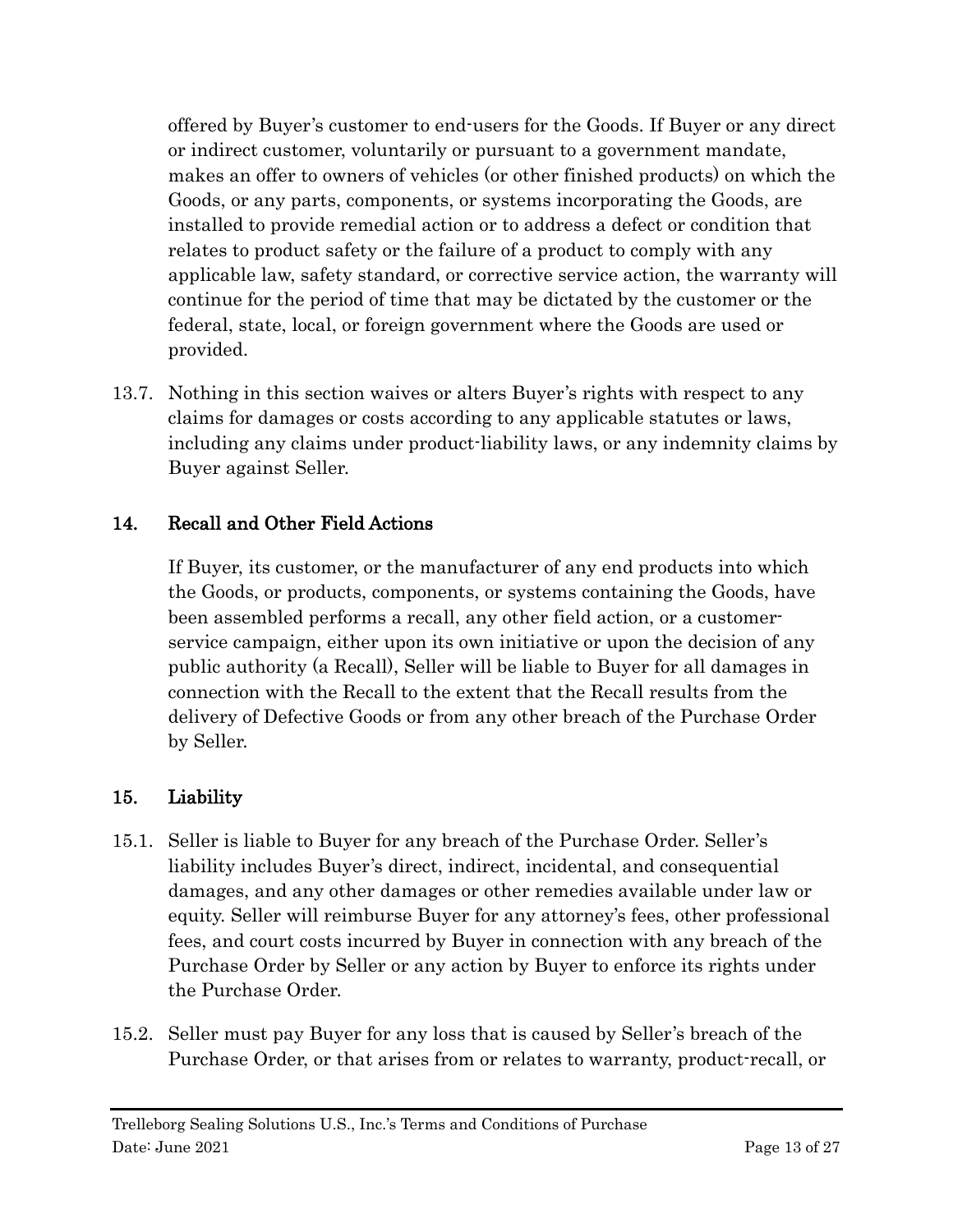offered by Buyer's customer to end-users for the Goods. If Buyer or any direct or indirect customer, voluntarily or pursuant to a government mandate, makes an offer to owners of vehicles (or other finished products) on which the Goods, or any parts, components, or systems incorporating the Goods, are installed to provide remedial action or to address a defect or condition that relates to product safety or the failure of a product to comply with any applicable law, safety standard, or corrective service action, the warranty will continue for the period of time that may be dictated by the customer or the federal, state, local, or foreign government where the Goods are used or provided.

13.7. Nothing in this section waives or alters Buyer's rights with respect to any claims for damages or costs according to any applicable statutes or laws, including any claims under product-liability laws, or any indemnity claims by Buyer against Seller.

## 14. Recall and Other Field Actions

If Buyer, its customer, or the manufacturer of any end products into which the Goods, or products, components, or systems containing the Goods, have been assembled performs a recall, any other field action, or a customer-service campaign, either upon its own initiative or upon the decision of any public authority (a Recall), Seller will be liable to Buyer for all damages in connection with the Recall to the extent that the Recall results from the delivery of Defective Goods or from any other breach of the Purchase Order by Seller.

## 15. Liability

15.1. Seller is liable to Buyer for any breach of the Purchase Order. Seller's liability includes Buyer's direct, indirect, incidental, and consequential damages, and any other damages or other remedies available under law or equity. Seller will reimburse Buyer for any attorney's fees, other professional fees, and court costs incurred by Buyer in connection with any breach of the Purchase Order by Seller or any action by Buyer to enforce its rights under the Purchase Order.

15.2. Seller must pay Buyer for any loss that is caused by Seller's breach of the Purchase Order, or that arises from or relates to warranty, product-recall, or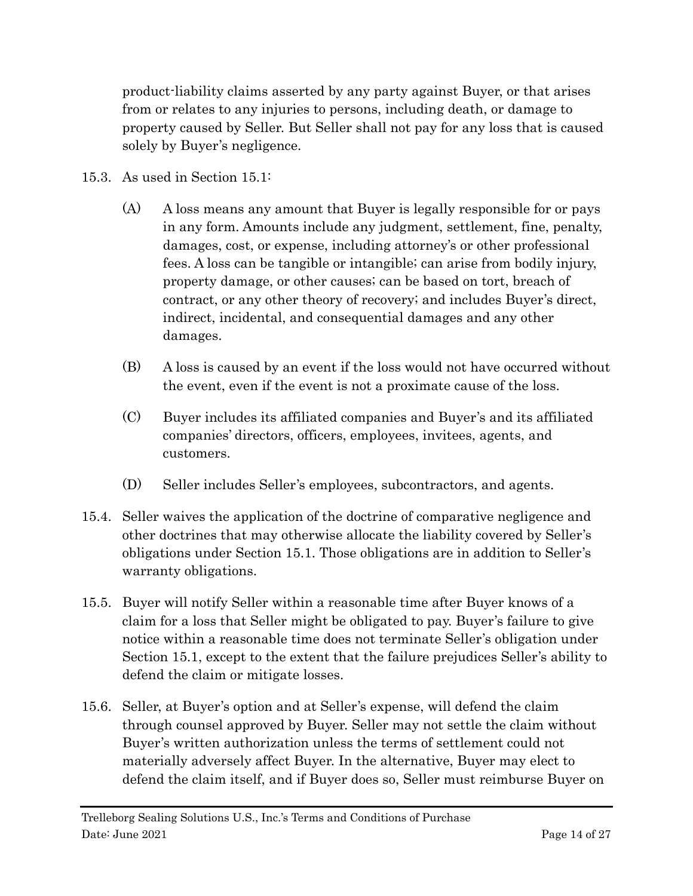product-liability claims asserted by any party against Buyer, or that arises from or relates to any injuries to persons, including death, or damage to property caused by Seller. But Seller shall not pay for any loss that is caused solely by Buyer's negligence.

15.3. As used in Section 15.1:

(A) A loss means any amount that Buyer is legally responsible for or pays in any form. Amounts include any judgment, settlement, fine, penalty, damages, cost, or expense, including attorney's or other professional fees. A loss can be tangible or intangible; can arise from bodily injury, property damage, or other causes; can be based on tort, breach of contract, or any other theory of recovery; and includes Buyer's direct, indirect, incidental, and consequential damages and any other damages.

(B) A loss is caused by an event if the loss would not have occurred without the event, even if the event is not a proximate cause of the loss.

(C) Buyer includes its affiliated companies and Buyer's and its affiliated companies' directors, officers, employees, invitees, agents, and customers.

(D) Seller includes Seller's employees, subcontractors, and agents.

15.4. Seller waives the application of the doctrine of comparative negligence and other doctrines that may otherwise allocate the liability covered by Seller's obligations under Section 15.1. Those obligations are in addition to Seller's warranty obligations.

15.5. Buyer will notify Seller within a reasonable time after Buyer knows of a claim for a loss that Seller might be obligated to pay. Buyer's failure to give notice within a reasonable time does not terminate Seller's obligation under Section 15.1, except to the extent that the failure prejudices Seller's ability to defend the claim or mitigate losses.

15.6. Seller, at Buyer's option and at Seller's expense, will defend the claim through counsel approved by Buyer. Seller may not settle the claim without Buyer's written authorization unless the terms of settlement could not materially adversely affect Buyer. In the alternative, Buyer may elect to defend the claim itself, and if Buyer does so, Seller must reimburse Buyer on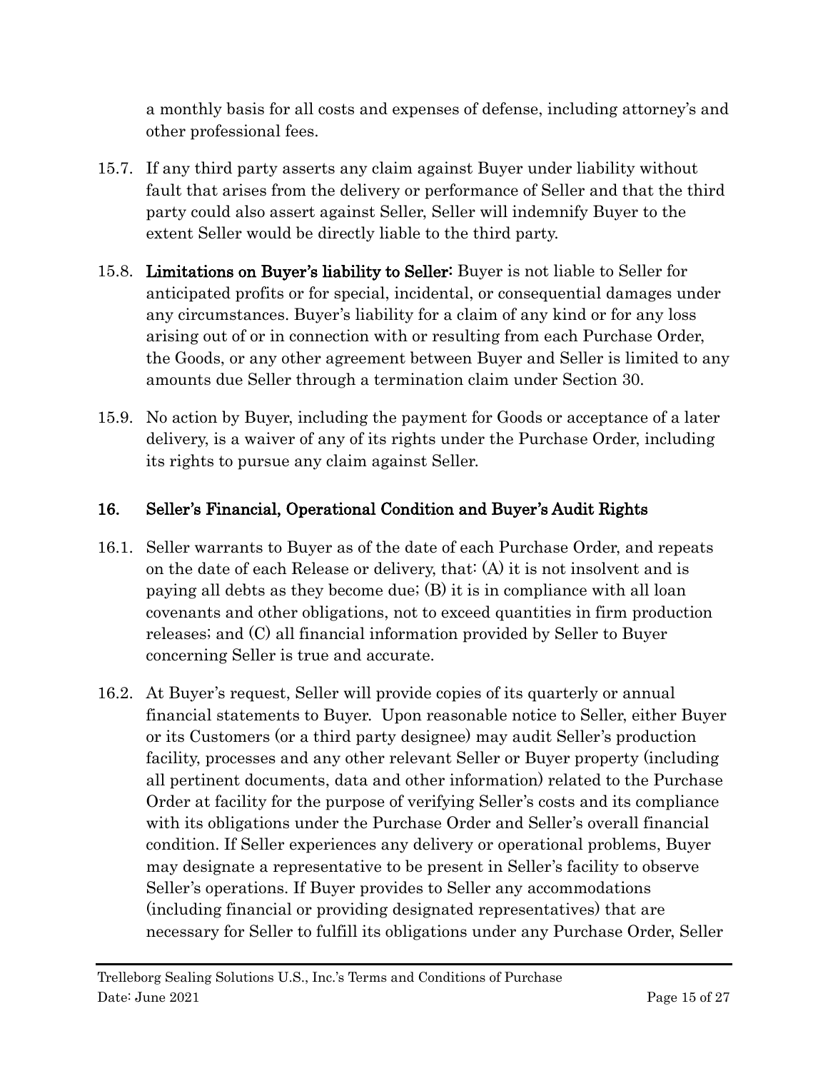a monthly basis for all costs and expenses of defense, including attorney's and other professional fees.

15.7. If any third party asserts any claim against Buyer under liability without fault that arises from the delivery or performance of Seller and that the third party could also assert against Seller, Seller will indemnify Buyer to the extent Seller would be directly liable to the third party.

15.8. **Limitations on Buyer's liability to Seller:** Buyer is not liable to Seller for anticipated profits or for special, incidental, or consequential damages under any circumstances. Buyer's liability for a claim of any kind or for any loss arising out of or in connection with or resulting from each Purchase Order, the Goods, or any other agreement between Buyer and Seller is limited to any amounts due Seller through a termination claim under Section 30.

15.9. No action by Buyer, including the payment for Goods or acceptance of a later delivery, is a waiver of any of its rights under the Purchase Order, including its rights to pursue any claim against Seller.

## 16. Seller's Financial, Operational Condition and Buyer's Audit Rights

16.1. Seller warrants to Buyer as of the date of each Purchase Order, and repeats on the date of each Release or delivery, that: (A) it is not insolvent and is paying all debts as they become due; (B) it is in compliance with all loan covenants and other obligations, not to exceed quantities in firm production releases; and (C) all financial information provided by Seller to Buyer concerning Seller is true and accurate.

16.2. At Buyer's request, Seller will provide copies of its quarterly or annual financial statements to Buyer. Upon reasonable notice to Seller, either Buyer or its Customers (or a third party designee) may audit Seller's production facility, processes and any other relevant Seller or Buyer property (including all pertinent documents, data and other information) related to the Purchase Order at facility for the purpose of verifying Seller's costs and its compliance with its obligations under the Purchase Order and Seller's overall financial condition. If Seller experiences any delivery or operational problems, Buyer may designate a representative to be present in Seller's facility to observe Seller's operations. If Buyer provides to Seller any accommodations (including financial or providing designated representatives) that are necessary for Seller to fulfill its obligations under any Purchase Order, Seller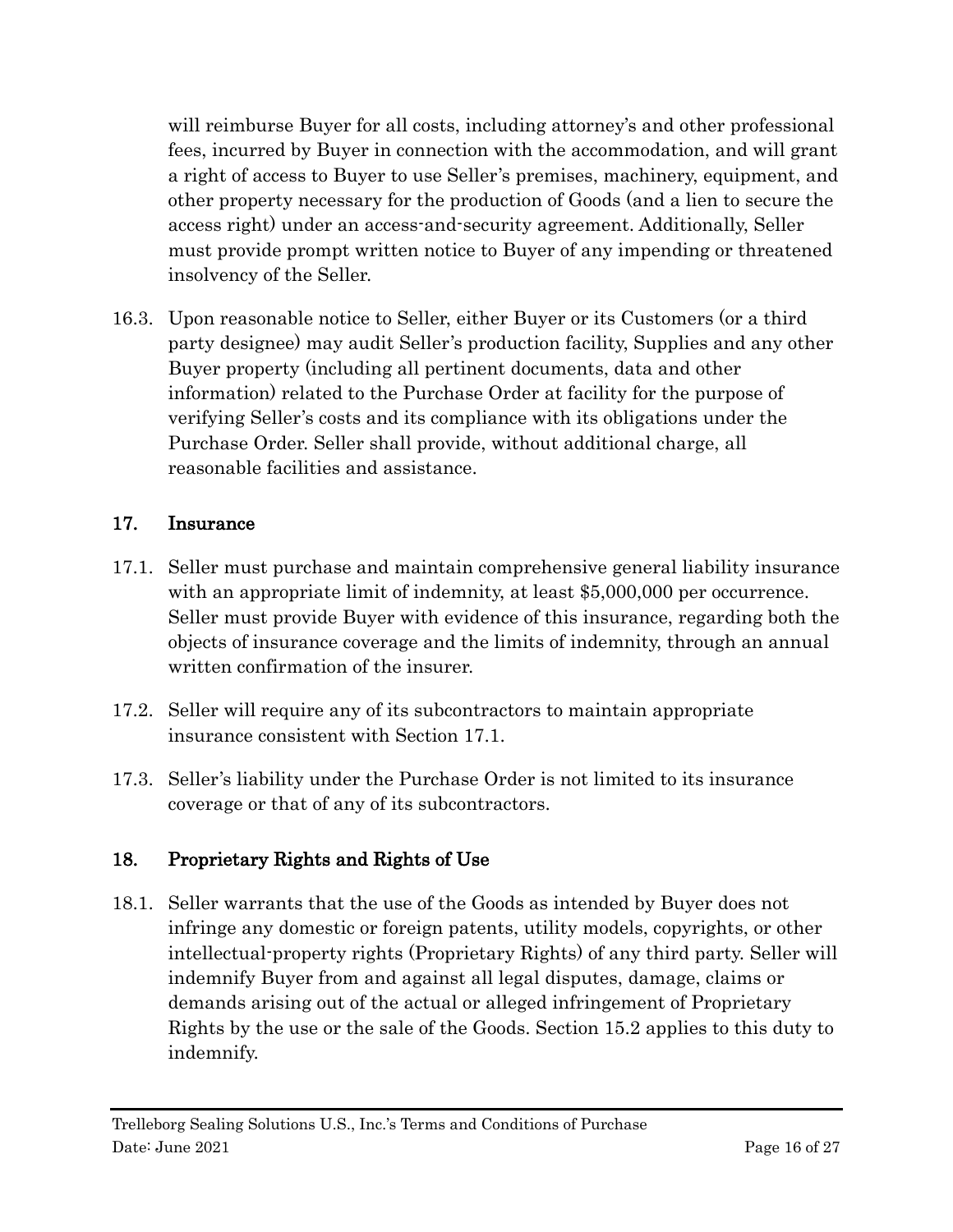will reimburse Buyer for all costs, including attorney's and other professional fees, incurred by Buyer in connection with the accommodation, and will grant a right of access to Buyer to use Seller's premises, machinery, equipment, and other property necessary for the production of Goods (and a lien to secure the access right) under an access-and-security agreement. Additionally, Seller must provide prompt written notice to Buyer of any impending or threatened insolvency of the Seller.

16.3. Upon reasonable notice to Seller, either Buyer or its Customers (or a third party designee) may audit Seller's production facility, Supplies and any other Buyer property (including all pertinent documents, data and other information) related to the Purchase Order at facility for the purpose of verifying Seller's costs and its compliance with its obligations under the Purchase Order. Seller shall provide, without additional charge, all reasonable facilities and assistance.

## 17. Insurance

17.1. Seller must purchase and maintain comprehensive general liability insurance with an appropriate limit of indemnity, at least $5,000,000 per occurrence. Seller must provide Buyer with evidence of this insurance, regarding both the objects of insurance coverage and the limits of indemnity, through an annual written confirmation of the insurer.

17.2. Seller will require any of its subcontractors to maintain appropriate insurance consistent with Section 17.1.

17.3. Seller's liability under the Purchase Order is not limited to its insurance coverage or that of any of its subcontractors.

## 18. Proprietary Rights and Rights of Use

18.1. Seller warrants that the use of the Goods as intended by Buyer does not infringe any domestic or foreign patents, utility models, copyrights, or other intellectual-property rights (Proprietary Rights) of any third party. Seller will indemnify Buyer from and against all legal disputes, damage, claims or demands arising out of the actual or alleged infringement of Proprietary Rights by the use or the sale of the Goods. Section 15.2 applies to this duty to indemnify.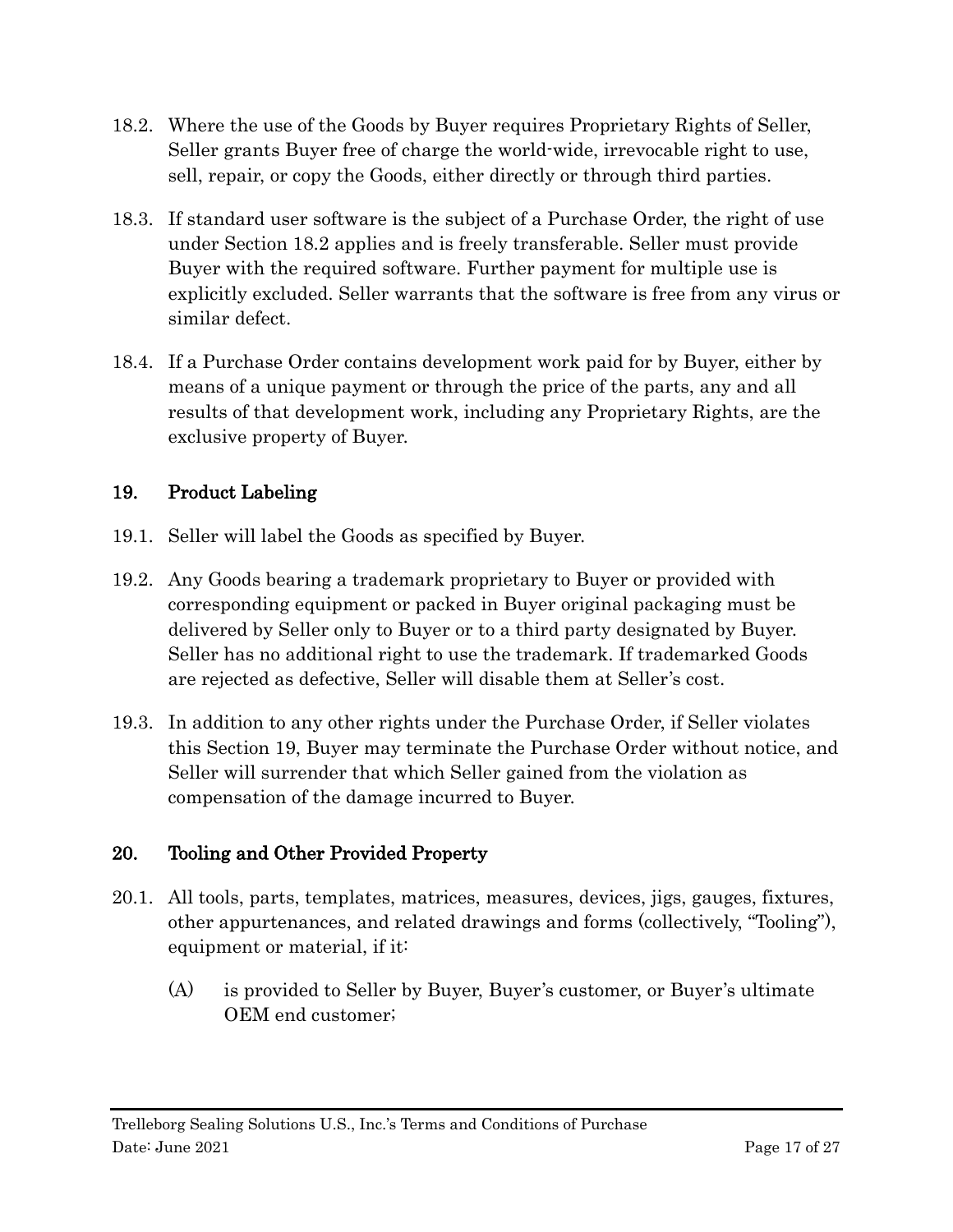18.2. Where the use of the Goods by Buyer requires Proprietary Rights of Seller, Seller grants Buyer free of charge the world-wide, irrevocable right to use, sell, repair, or copy the Goods, either directly or through third parties.

18.3. If standard user software is the subject of a Purchase Order, the right of use under Section 18.2 applies and is freely transferable. Seller must provide Buyer with the required software. Further payment for multiple use is explicitly excluded. Seller warrants that the software is free from any virus or similar defect.

18.4. If a Purchase Order contains development work paid for by Buyer, either by means of a unique payment or through the price of the parts, any and all results of that development work, including any Proprietary Rights, are the exclusive property of Buyer.

## 19. Product Labeling

19.1. Seller will label the Goods as specified by Buyer.

19.2. Any Goods bearing a trademark proprietary to Buyer or provided with corresponding equipment or packed in Buyer original packaging must be delivered by Seller only to Buyer or to a third party designated by Buyer. Seller has no additional right to use the trademark. If trademarked Goods are rejected as defective, Seller will disable them at Seller's cost.

19.3. In addition to any other rights under the Purchase Order, if Seller violates this Section 19, Buyer may terminate the Purchase Order without notice, and Seller will surrender that which Seller gained from the violation as compensation of the damage incurred to Buyer.

## 20. Tooling and Other Provided Property

20.1. All tools, parts, templates, matrices, measures, devices, jigs, gauges, fixtures, other appurtenances, and related drawings and forms (collectively, "Tooling"), equipment or material, if it:

(A) is provided to Seller by Buyer, Buyer's customer, or Buyer's ultimate OEM end customer;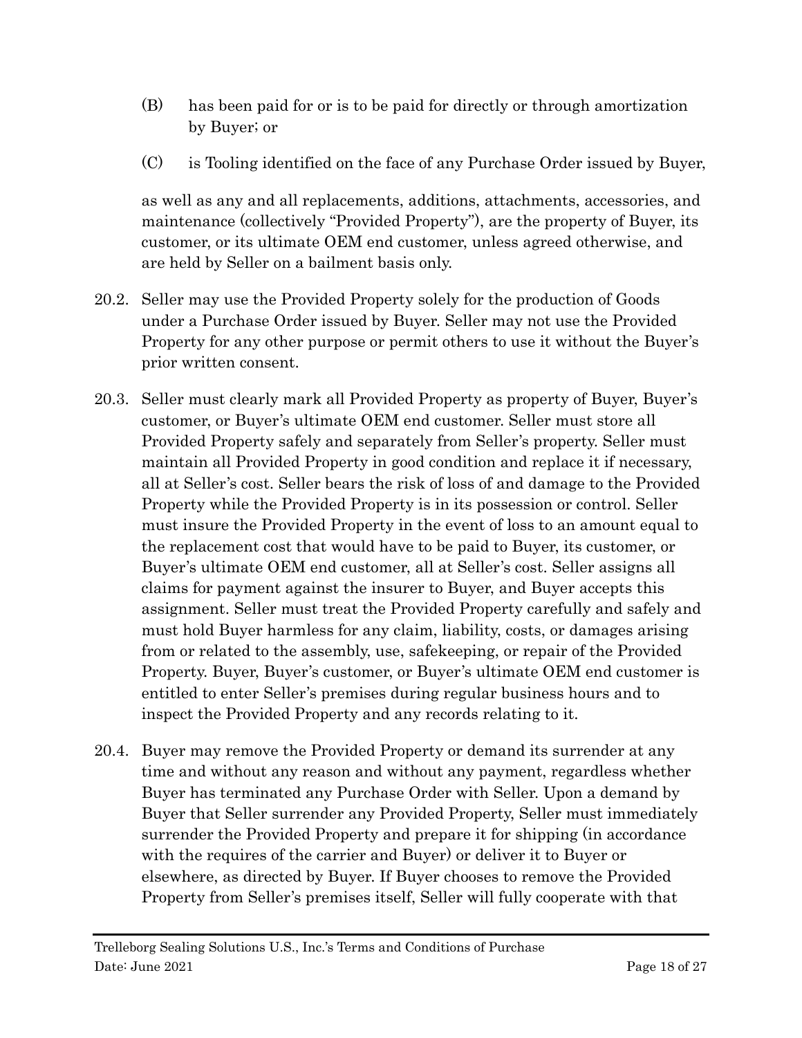(B) has been paid for or is to be paid for directly or through amortization by Buyer; or

(C) is Tooling identified on the face of any Purchase Order issued by Buyer,

as well as any and all replacements, additions, attachments, accessories, and maintenance (collectively "Provided Property"), are the property of Buyer, its customer, or its ultimate OEM end customer, unless agreed otherwise, and are held by Seller on a bailment basis only.

20.2. Seller may use the Provided Property solely for the production of Goods under a Purchase Order issued by Buyer. Seller may not use the Provided Property for any other purpose or permit others to use it without the Buyer's prior written consent.

20.3. Seller must clearly mark all Provided Property as property of Buyer, Buyer's customer, or Buyer's ultimate OEM end customer. Seller must store all Provided Property safely and separately from Seller's property. Seller must maintain all Provided Property in good condition and replace it if necessary, all at Seller's cost. Seller bears the risk of loss of and damage to the Provided Property while the Provided Property is in its possession or control. Seller must insure the Provided Property in the event of loss to an amount equal to the replacement cost that would have to be paid to Buyer, its customer, or Buyer's ultimate OEM end customer, all at Seller's cost. Seller assigns all claims for payment against the insurer to Buyer, and Buyer accepts this assignment. Seller must treat the Provided Property carefully and safely and must hold Buyer harmless for any claim, liability, costs, or damages arising from or related to the assembly, use, safekeeping, or repair of the Provided Property. Buyer, Buyer's customer, or Buyer's ultimate OEM end customer is entitled to enter Seller's premises during regular business hours and to inspect the Provided Property and any records relating to it.

20.4. Buyer may remove the Provided Property or demand its surrender at any time and without any reason and without any payment, regardless whether Buyer has terminated any Purchase Order with Seller. Upon a demand by Buyer that Seller surrender any Provided Property, Seller must immediately surrender the Provided Property and prepare it for shipping (in accordance with the requires of the carrier and Buyer) or deliver it to Buyer or elsewhere, as directed by Buyer. If Buyer chooses to remove the Provided Property from Seller's premises itself, Seller will fully cooperate with that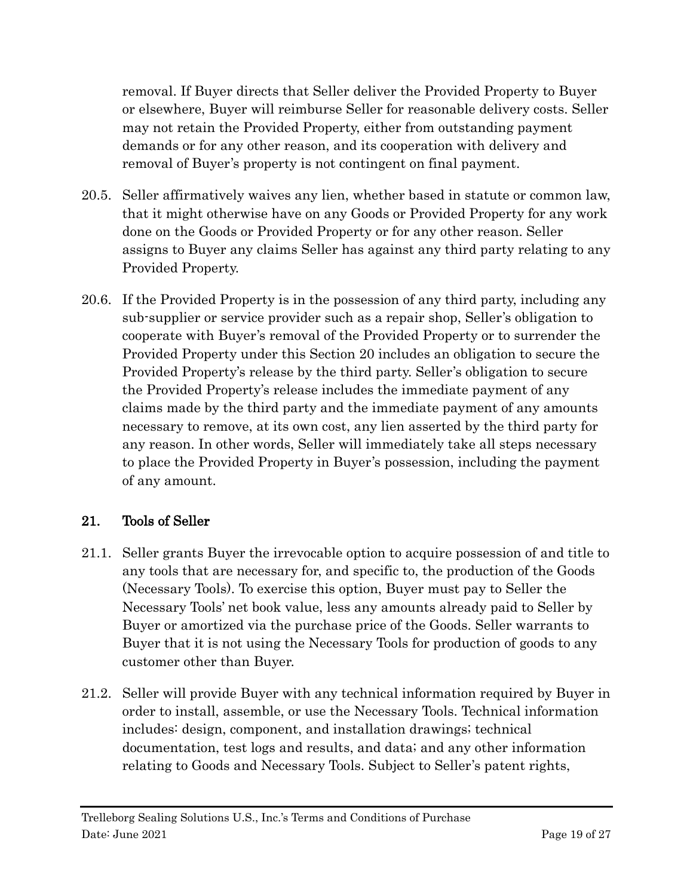removal. If Buyer directs that Seller deliver the Provided Property to Buyer or elsewhere, Buyer will reimburse Seller for reasonable delivery costs. Seller may not retain the Provided Property, either from outstanding payment demands or for any other reason, and its cooperation with delivery and removal of Buyer's property is not contingent on final payment.

20.5. Seller affirmatively waives any lien, whether based in statute or common law, that it might otherwise have on any Goods or Provided Property for any work done on the Goods or Provided Property or for any other reason. Seller assigns to Buyer any claims Seller has against any third party relating to any Provided Property.

20.6. If the Provided Property is in the possession of any third party, including any sub-supplier or service provider such as a repair shop, Seller's obligation to cooperate with Buyer's removal of the Provided Property or to surrender the Provided Property under this Section 20 includes an obligation to secure the Provided Property's release by the third party. Seller's obligation to secure the Provided Property's release includes the immediate payment of any claims made by the third party and the immediate payment of any amounts necessary to remove, at its own cost, any lien asserted by the third party for any reason. In other words, Seller will immediately take all steps necessary to place the Provided Property in Buyer's possession, including the payment of any amount.

## 21. Tools of Seller

21.1. Seller grants Buyer the irrevocable option to acquire possession of and title to any tools that are necessary for, and specific to, the production of the Goods (Necessary Tools). To exercise this option, Buyer must pay to Seller the Necessary Tools' net book value, less any amounts already paid to Seller by Buyer or amortized via the purchase price of the Goods. Seller warrants to Buyer that it is not using the Necessary Tools for production of goods to any customer other than Buyer.

21.2. Seller will provide Buyer with any technical information required by Buyer in order to install, assemble, or use the Necessary Tools. Technical information includes: design, component, and installation drawings; technical documentation, test logs and results, and data; and any other information relating to Goods and Necessary Tools. Subject to Seller's patent rights,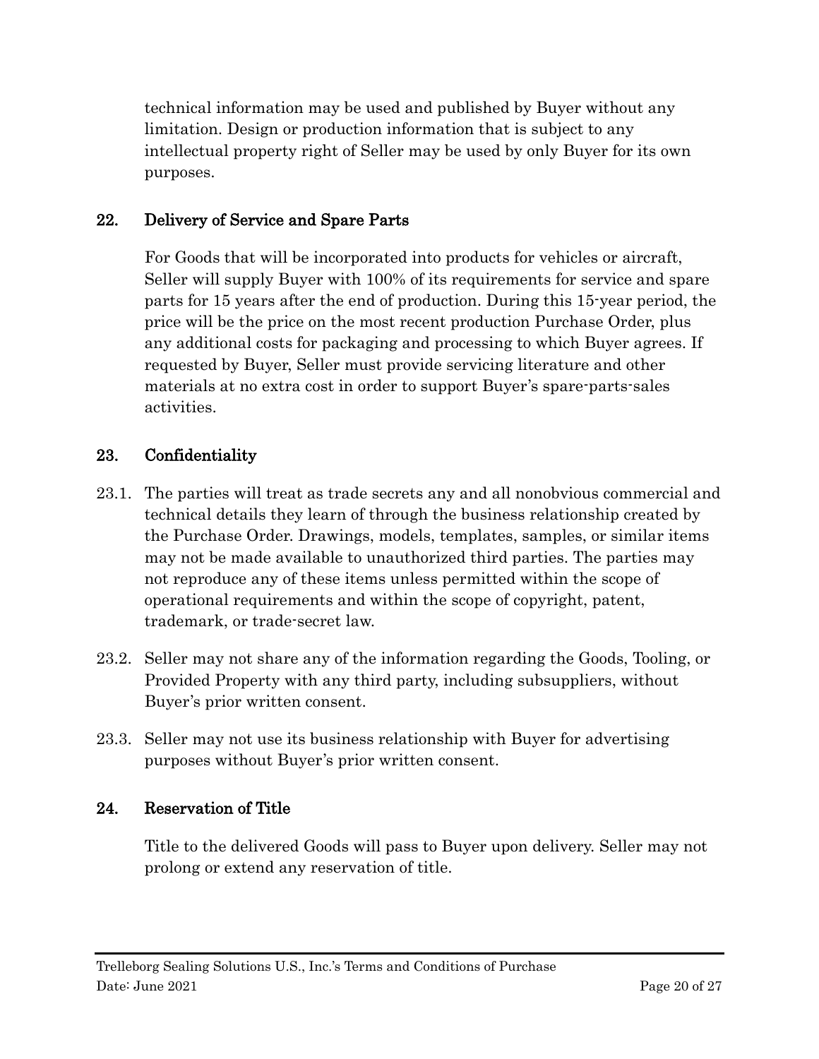technical information may be used and published by Buyer without any limitation. Design or production information that is subject to any intellectual property right of Seller may be used by only Buyer for its own purposes.

## 22. Delivery of Service and Spare Parts

For Goods that will be incorporated into products for vehicles or aircraft, Seller will supply Buyer with 100% of its requirements for service and spare parts for 15 years after the end of production. During this 15-year period, the price will be the price on the most recent production Purchase Order, plus any additional costs for packaging and processing to which Buyer agrees. If requested by Buyer, Seller must provide servicing literature and other materials at no extra cost in order to support Buyer's spare-parts-sales activities.

## 23. Confidentiality

23.1. The parties will treat as trade secrets any and all nonobvious commercial and technical details they learn of through the business relationship created by the Purchase Order. Drawings, models, templates, samples, or similar items may not be made available to unauthorized third parties. The parties may not reproduce any of these items unless permitted within the scope of operational requirements and within the scope of copyright, patent, trademark, or trade-secret law.

23.2. Seller may not share any of the information regarding the Goods, Tooling, or Provided Property with any third party, including subsuppliers, without Buyer's prior written consent.

23.3. Seller may not use its business relationship with Buyer for advertising purposes without Buyer's prior written consent.

## 24. Reservation of Title

Title to the delivered Goods will pass to Buyer upon delivery. Seller may not prolong or extend any reservation of title.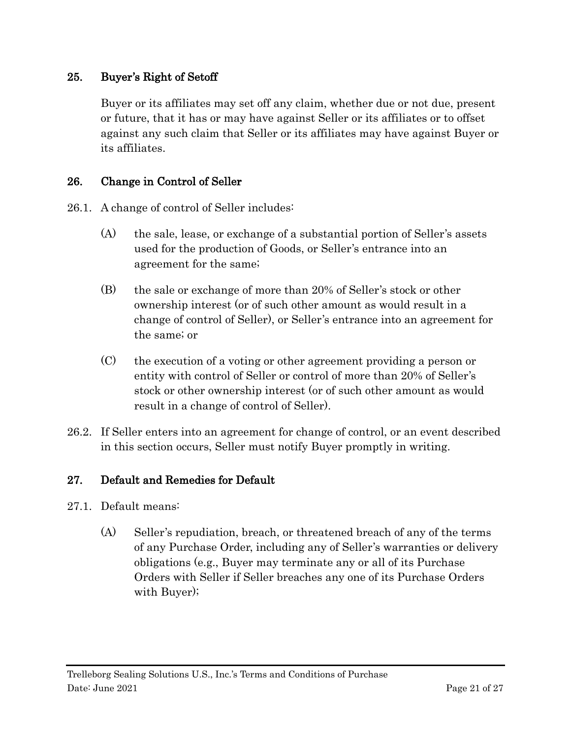## 25. Buyer's Right of Setoff

Buyer or its affiliates may set off any claim, whether due or not due, present or future, that it has or may have against Seller or its affiliates or to offset against any such claim that Seller or its affiliates may have against Buyer or its affiliates.

## 26. Change in Control of Seller

26.1. A change of control of Seller includes:

(A) the sale, lease, or exchange of a substantial portion of Seller's assets used for the production of Goods, or Seller's entrance into an agreement for the same;

(B) the sale or exchange of more than 20% of Seller's stock or other ownership interest (or of such other amount as would result in a change of control of Seller), or Seller's entrance into an agreement for the same; or

(C) the execution of a voting or other agreement providing a person or entity with control of Seller or control of more than 20% of Seller's stock or other ownership interest (or of such other amount as would result in a change of control of Seller).

26.2. If Seller enters into an agreement for change of control, or an event described in this section occurs, Seller must notify Buyer promptly in writing.

## 27. Default and Remedies for Default

27.1. Default means:

(A) Seller's repudiation, breach, or threatened breach of any of the terms of any Purchase Order, including any of Seller's warranties or delivery obligations (e.g., Buyer may terminate any or all of its Purchase Orders with Seller if Seller breaches any one of its Purchase Orders with Buyer);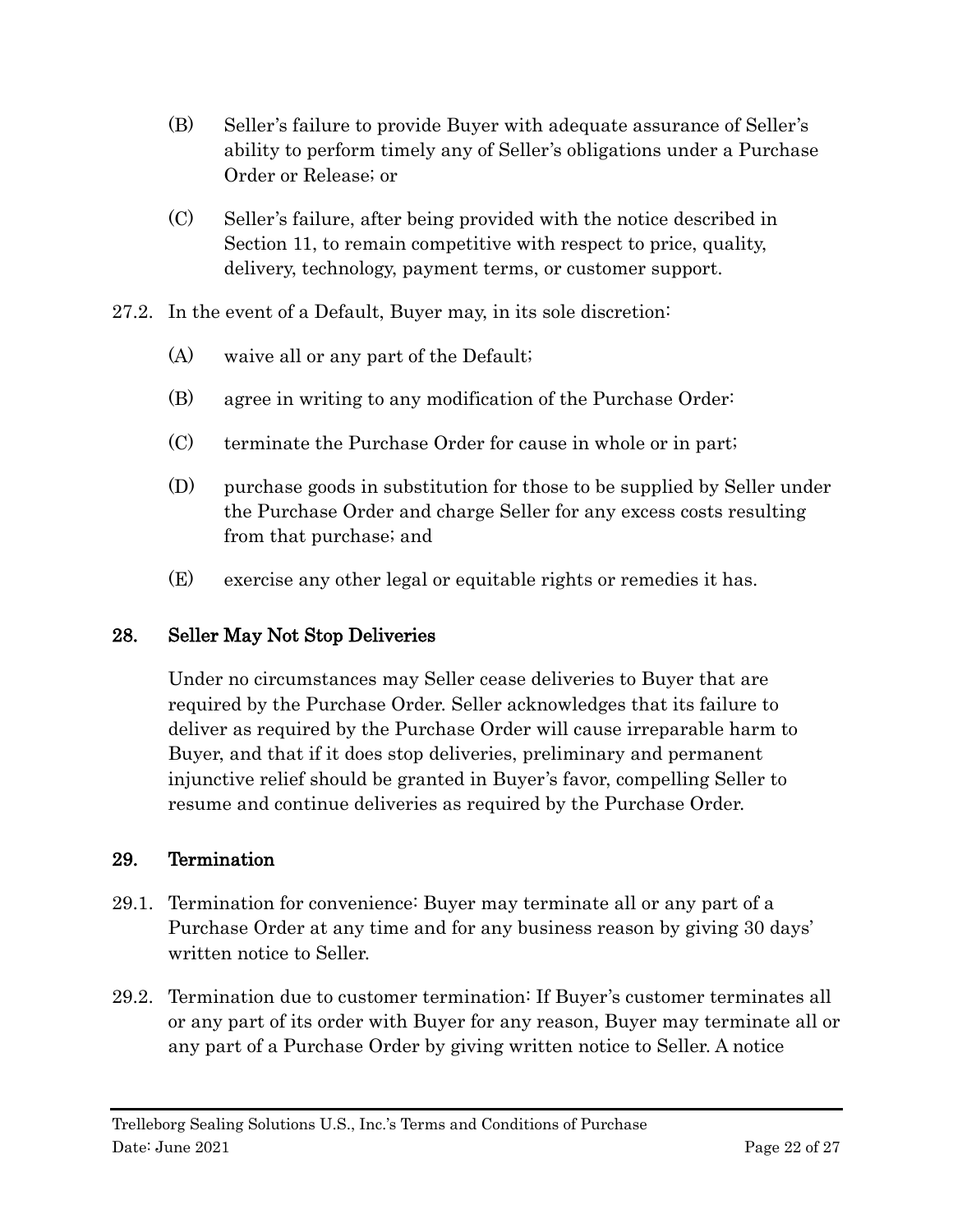(B) Seller's failure to provide Buyer with adequate assurance of Seller's ability to perform timely any of Seller's obligations under a Purchase Order or Release; or

(C) Seller's failure, after being provided with the notice described in Section 11, to remain competitive with respect to price, quality, delivery, technology, payment terms, or customer support.

27.2. In the event of a Default, Buyer may, in its sole discretion:

(A) waive all or any part of the Default;

(B) agree in writing to any modification of the Purchase Order:

(C) terminate the Purchase Order for cause in whole or in part;

(D) purchase goods in substitution for those to be supplied by Seller under the Purchase Order and charge Seller for any excess costs resulting from that purchase; and

(E) exercise any other legal or equitable rights or remedies it has.

## 28. Seller May Not Stop Deliveries

Under no circumstances may Seller cease deliveries to Buyer that are required by the Purchase Order. Seller acknowledges that its failure to deliver as required by the Purchase Order will cause irreparable harm to Buyer, and that if it does stop deliveries, preliminary and permanent injunctive relief should be granted in Buyer's favor, compelling Seller to resume and continue deliveries as required by the Purchase Order.

## 29. Termination

29.1. Termination for convenience: Buyer may terminate all or any part of a Purchase Order at any time and for any business reason by giving 30 days' written notice to Seller.

29.2. Termination due to customer termination: If Buyer's customer terminates all or any part of its order with Buyer for any reason, Buyer may terminate all or any part of a Purchase Order by giving written notice to Seller. A notice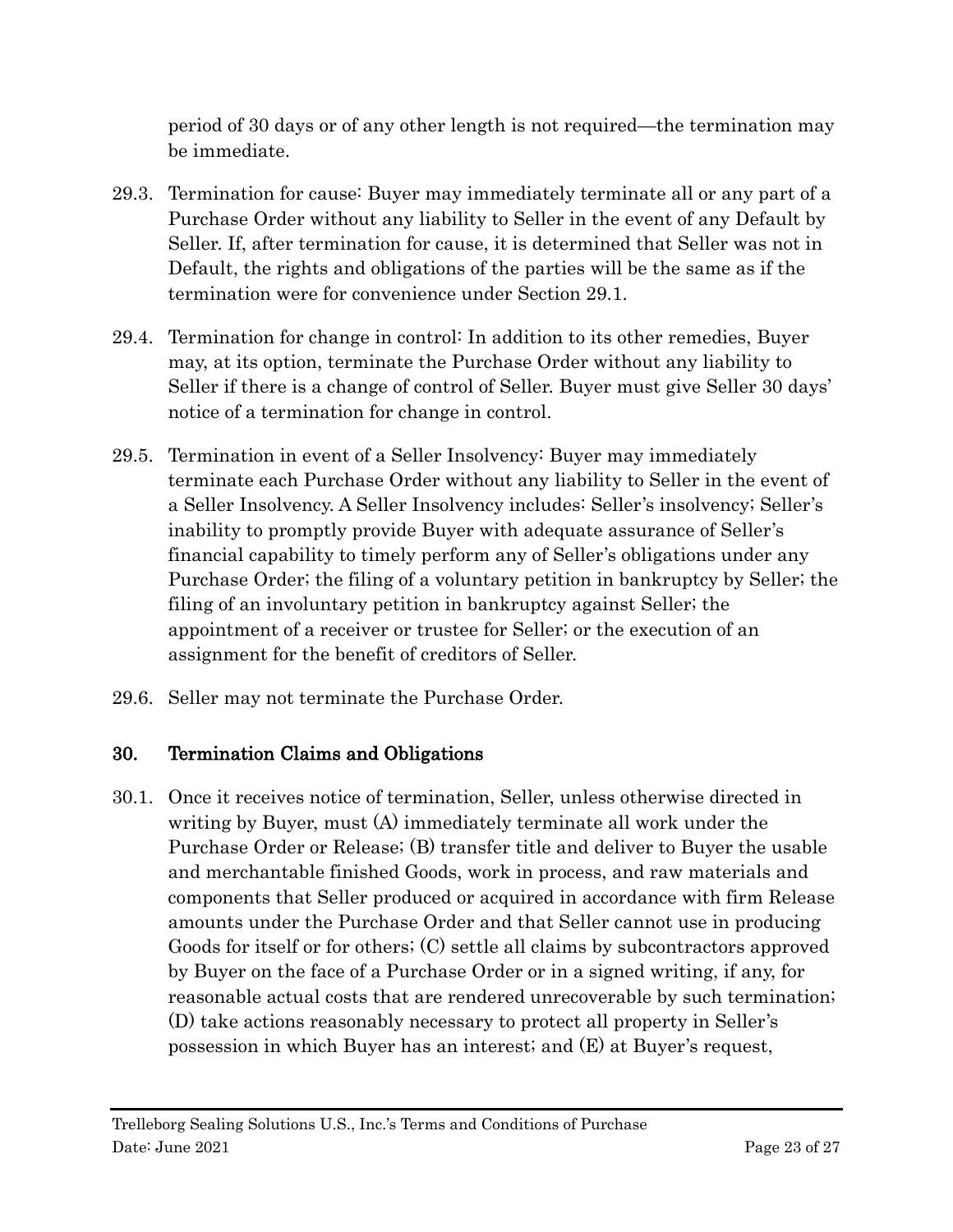period of 30 days or of any other length is not required—the termination may be immediate.

29.3. Termination for cause: Buyer may immediately terminate all or any part of a Purchase Order without any liability to Seller in the event of any Default by Seller. If, after termination for cause, it is determined that Seller was not in Default, the rights and obligations of the parties will be the same as if the termination were for convenience under Section 29.1.

29.4. Termination for change in control: In addition to its other remedies, Buyer may, at its option, terminate the Purchase Order without any liability to Seller if there is a change of control of Seller. Buyer must give Seller 30 days' notice of a termination for change in control.

29.5. Termination in event of a Seller Insolvency: Buyer may immediately terminate each Purchase Order without any liability to Seller in the event of a Seller Insolvency. A Seller Insolvency includes: Seller's insolvency; Seller's inability to promptly provide Buyer with adequate assurance of Seller's financial capability to timely perform any of Seller's obligations under any Purchase Order; the filing of a voluntary petition in bankruptcy by Seller; the filing of an involuntary petition in bankruptcy against Seller; the appointment of a receiver or trustee for Seller; or the execution of an assignment for the benefit of creditors of Seller.

29.6. Seller may not terminate the Purchase Order.

## 30. Termination Claims and Obligations

30.1. Once it receives notice of termination, Seller, unless otherwise directed in writing by Buyer, must (A) immediately terminate all work under the Purchase Order or Release; (B) transfer title and deliver to Buyer the usable and merchantable finished Goods, work in process, and raw materials and components that Seller produced or acquired in accordance with firm Release amounts under the Purchase Order and that Seller cannot use in producing Goods for itself or for others; (C) settle all claims by subcontractors approved by Buyer on the face of a Purchase Order or in a signed writing, if any, for reasonable actual costs that are rendered unrecoverable by such termination; (D) take actions reasonably necessary to protect all property in Seller's possession in which Buyer has an interest; and (E) at Buyer's request,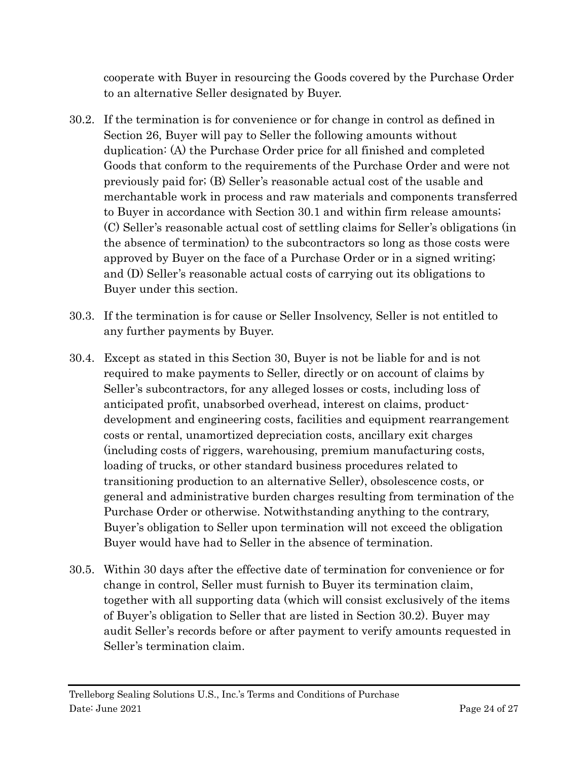cooperate with Buyer in resourcing the Goods covered by the Purchase Order to an alternative Seller designated by Buyer.

30.2. If the termination is for convenience or for change in control as defined in Section 26, Buyer will pay to Seller the following amounts without duplication: (A) the Purchase Order price for all finished and completed Goods that conform to the requirements of the Purchase Order and were not previously paid for; (B) Seller's reasonable actual cost of the usable and merchantable work in process and raw materials and components transferred to Buyer in accordance with Section 30.1 and within firm release amounts; (C) Seller's reasonable actual cost of settling claims for Seller's obligations (in the absence of termination) to the subcontractors so long as those costs were approved by Buyer on the face of a Purchase Order or in a signed writing; and (D) Seller's reasonable actual costs of carrying out its obligations to Buyer under this section.

30.3. If the termination is for cause or Seller Insolvency, Seller is not entitled to any further payments by Buyer.

30.4. Except as stated in this Section 30, Buyer is not be liable for and is not required to make payments to Seller, directly or on account of claims by Seller's subcontractors, for any alleged losses or costs, including loss of anticipated profit, unabsorbed overhead, interest on claims, product-development and engineering costs, facilities and equipment rearrangement costs or rental, unamortized depreciation costs, ancillary exit charges (including costs of riggers, warehousing, premium manufacturing costs, loading of trucks, or other standard business procedures related to transitioning production to an alternative Seller), obsolescence costs, or general and administrative burden charges resulting from termination of the Purchase Order or otherwise. Notwithstanding anything to the contrary, Buyer's obligation to Seller upon termination will not exceed the obligation Buyer would have had to Seller in the absence of termination.

30.5. Within 30 days after the effective date of termination for convenience or for change in control, Seller must furnish to Buyer its termination claim, together with all supporting data (which will consist exclusively of the items of Buyer's obligation to Seller that are listed in Section 30.2). Buyer may audit Seller's records before or after payment to verify amounts requested in Seller's termination claim.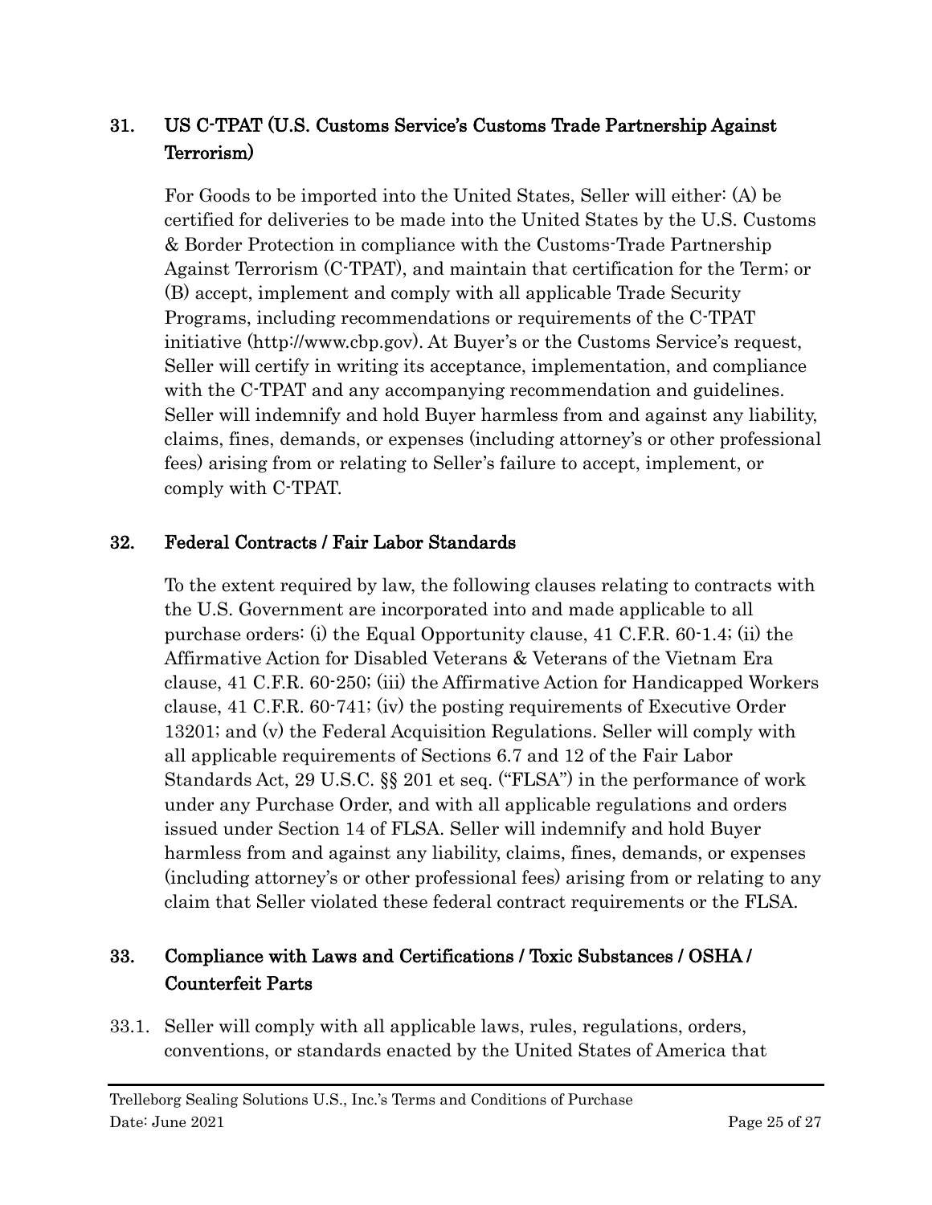## 31. US C-TPAT (U.S. Customs Service's Customs Trade Partnership Against Terrorism)

For Goods to be imported into the United States, Seller will either: (A) be certified for deliveries to be made into the United States by the U.S. Customs & Border Protection in compliance with the Customs-Trade Partnership Against Terrorism (C-TPAT), and maintain that certification for the Term; or (B) accept, implement and comply with all applicable Trade Security Programs, including recommendations or requirements of the C-TPAT initiative (http://www.cbp.gov). At Buyer's or the Customs Service's request, Seller will certify in writing its acceptance, implementation, and compliance with the C-TPAT and any accompanying recommendation and guidelines. Seller will indemnify and hold Buyer harmless from and against any liability, claims, fines, demands, or expenses (including attorney's or other professional fees) arising from or relating to Seller's failure to accept, implement, or comply with C-TPAT.

## 32. Federal Contracts / Fair Labor Standards

To the extent required by law, the following clauses relating to contracts with the U.S. Government are incorporated into and made applicable to all purchase orders: (i) the Equal Opportunity clause, 41 C.F.R. 60-1.4; (ii) the Affirmative Action for Disabled Veterans & Veterans of the Vietnam Era clause, 41 C.F.R. 60-250; (iii) the Affirmative Action for Handicapped Workers clause, 41 C.F.R. 60-741; (iv) the posting requirements of Executive Order 13201; and (v) the Federal Acquisition Regulations. Seller will comply with all applicable requirements of Sections 6.7 and 12 of the Fair Labor Standards Act, 29 U.S.C. §§ 201 et seq. ("FLSA") in the performance of work under any Purchase Order, and with all applicable regulations and orders issued under Section 14 of FLSA. Seller will indemnify and hold Buyer harmless from and against any liability, claims, fines, demands, or expenses (including attorney's or other professional fees) arising from or relating to any claim that Seller violated these federal contract requirements or the FLSA.

## 33. Compliance with Laws and Certifications / Toxic Substances / OSHA / Counterfeit Parts

33.1. Seller will comply with all applicable laws, rules, regulations, orders, conventions, or standards enacted by the United States of America that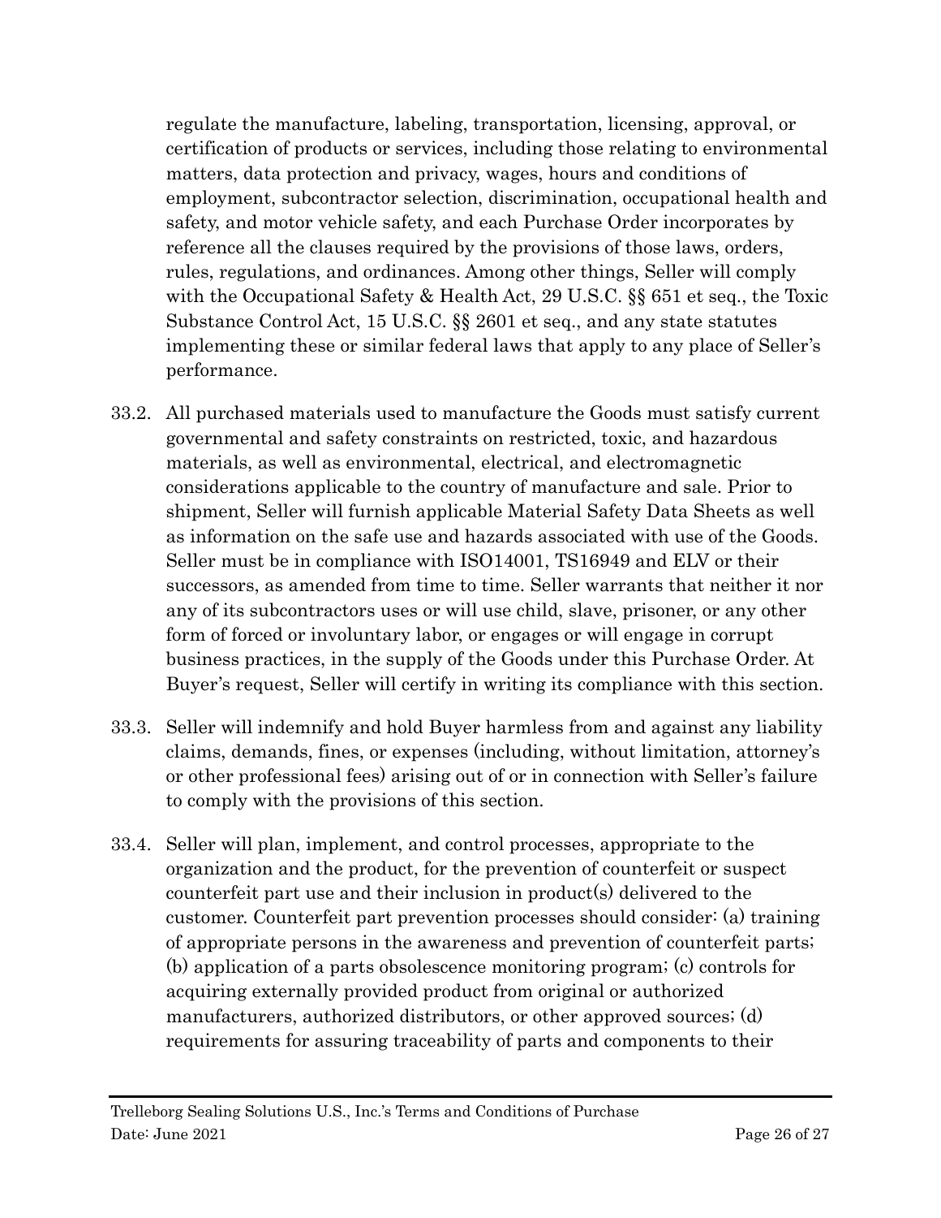regulate the manufacture, labeling, transportation, licensing, approval, or certification of products or services, including those relating to environmental matters, data protection and privacy, wages, hours and conditions of employment, subcontractor selection, discrimination, occupational health and safety, and motor vehicle safety, and each Purchase Order incorporates by reference all the clauses required by the provisions of those laws, orders, rules, regulations, and ordinances. Among other things, Seller will comply with the Occupational Safety & Health Act, 29 U.S.C. §§ 651 et seq., the Toxic Substance Control Act, 15 U.S.C. §§ 2601 et seq., and any state statutes implementing these or similar federal laws that apply to any place of Seller's performance.

33.2. All purchased materials used to manufacture the Goods must satisfy current governmental and safety constraints on restricted, toxic, and hazardous materials, as well as environmental, electrical, and electromagnetic considerations applicable to the country of manufacture and sale. Prior to shipment, Seller will furnish applicable Material Safety Data Sheets as well as information on the safe use and hazards associated with use of the Goods. Seller must be in compliance with ISO14001, TS16949 and ELV or their successors, as amended from time to time. Seller warrants that neither it nor any of its subcontractors uses or will use child, slave, prisoner, or any other form of forced or involuntary labor, or engages or will engage in corrupt business practices, in the supply of the Goods under this Purchase Order. At Buyer's request, Seller will certify in writing its compliance with this section.

33.3. Seller will indemnify and hold Buyer harmless from and against any liability claims, demands, fines, or expenses (including, without limitation, attorney's or other professional fees) arising out of or in connection with Seller's failure to comply with the provisions of this section.

33.4. Seller will plan, implement, and control processes, appropriate to the organization and the product, for the prevention of counterfeit or suspect counterfeit part use and their inclusion in product(s) delivered to the customer. Counterfeit part prevention processes should consider: (a) training of appropriate persons in the awareness and prevention of counterfeit parts; (b) application of a parts obsolescence monitoring program; (c) controls for acquiring externally provided product from original or authorized manufacturers, authorized distributors, or other approved sources; (d) requirements for assuring traceability of parts and components to their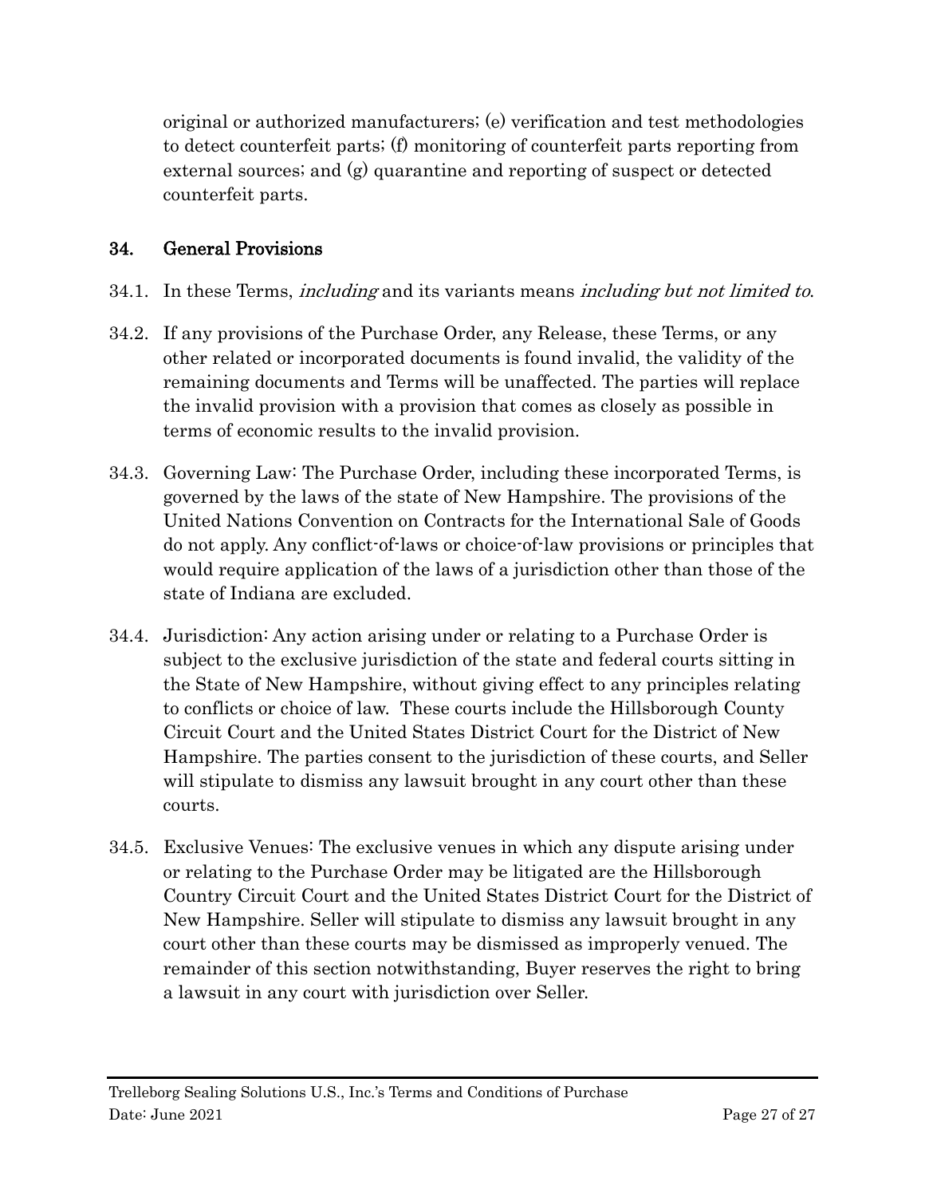original or authorized manufacturers; (e) verification and test methodologies to detect counterfeit parts; (f) monitoring of counterfeit parts reporting from external sources; and (g) quarantine and reporting of suspect or detected counterfeit parts.

## 34. General Provisions

34.1. In these Terms, *including* and its variants means *including but not limited to*.

34.2. If any provisions of the Purchase Order, any Release, these Terms, or any other related or incorporated documents is found invalid, the validity of the remaining documents and Terms will be unaffected. The parties will replace the invalid provision with a provision that comes as closely as possible in terms of economic results to the invalid provision.

34.3. Governing Law: The Purchase Order, including these incorporated Terms, is governed by the laws of the state of New Hampshire. The provisions of the United Nations Convention on Contracts for the International Sale of Goods do not apply. Any conflict-of-laws or choice-of-law provisions or principles that would require application of the laws of a jurisdiction other than those of the state of Indiana are excluded.

34.4. Jurisdiction: Any action arising under or relating to a Purchase Order is subject to the exclusive jurisdiction of the state and federal courts sitting in the State of New Hampshire, without giving effect to any principles relating to conflicts or choice of law. These courts include the Hillsborough County Circuit Court and the United States District Court for the District of New Hampshire. The parties consent to the jurisdiction of these courts, and Seller will stipulate to dismiss any lawsuit brought in any court other than these courts.

34.5. Exclusive Venues: The exclusive venues in which any dispute arising under or relating to the Purchase Order may be litigated are the Hillsborough Country Circuit Court and the United States District Court for the District of New Hampshire. Seller will stipulate to dismiss any lawsuit brought in any court other than these courts may be dismissed as improperly venued. The remainder of this section notwithstanding, Buyer reserves the right to bring a lawsuit in any court with jurisdiction over Seller.